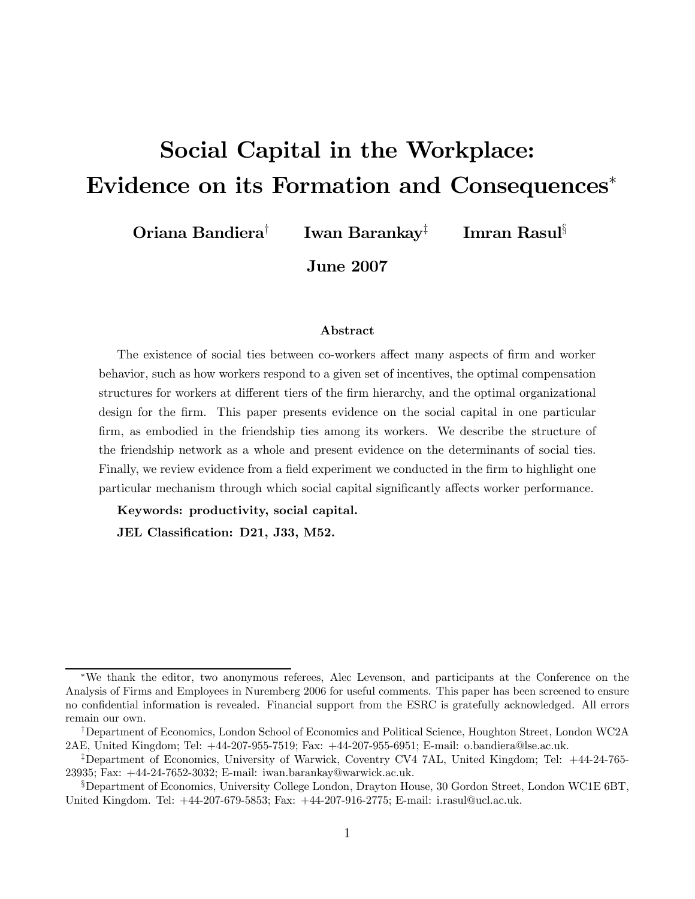# Social Capital in the Workplace: Evidence on its Formation and Consequences*

**Oriana Bandiera**[†] **Iwan Barankay**[‡] **Imran Rasul**[§]

**June 2007**

### Abstract

The existence of social ties between co-workers affect many aspects of firm and worker behavior, such as how workers respond to a given set of incentives, the optimal compensation structures for workers at different tiers of the firm hierarchy, and the optimal organizational design for the firm. This paper presents evidence on the social capital in one particular firm, as embodied in the friendship ties among its workers. We describe the structure of the friendship network as a whole and present evidence on the determinants of social ties. Finally, we review evidence from a field experiment we conducted in the firm to highlight one particular mechanism through which social capital significantly affects worker performance.

**Keywords: productivity, social capital.**

**JEL Classification: D21, J33, M52.**

---

*We thank the editor, two anonymous referees, Alec Levenson, and participants at the Conference on the Analysis of Firms and Employees in Nuremberg 2006 for useful comments. This paper has been screened to ensure no confidential information is revealed. Financial support from the ESRC is gratefully acknowledged. All errors remain our own.

[†]Department of Economics, London School of Economics and Political Science, Houghton Street, London WC2A 2AE, United Kingdom; Tel: +44-207-955-7519; Fax: +44-207-955-6951; E-mail: o.bandiera@lse.ac.uk.

[‡]Department of Economics, University of Warwick, Coventry CV4 7AL, United Kingdom; Tel: +44-24-765-23935; Fax: +44-24-7652-3032; E-mail: iwan.barankay@warwick.ac.uk.

[§]Department of Economics, University College London, Drayton House, 30 Gordon Street, London WC1E 6BT, United Kingdom. Tel: +44-207-679-5853; Fax: +44-207-916-2775; E-mail: i.rasul@ucl.ac.uk.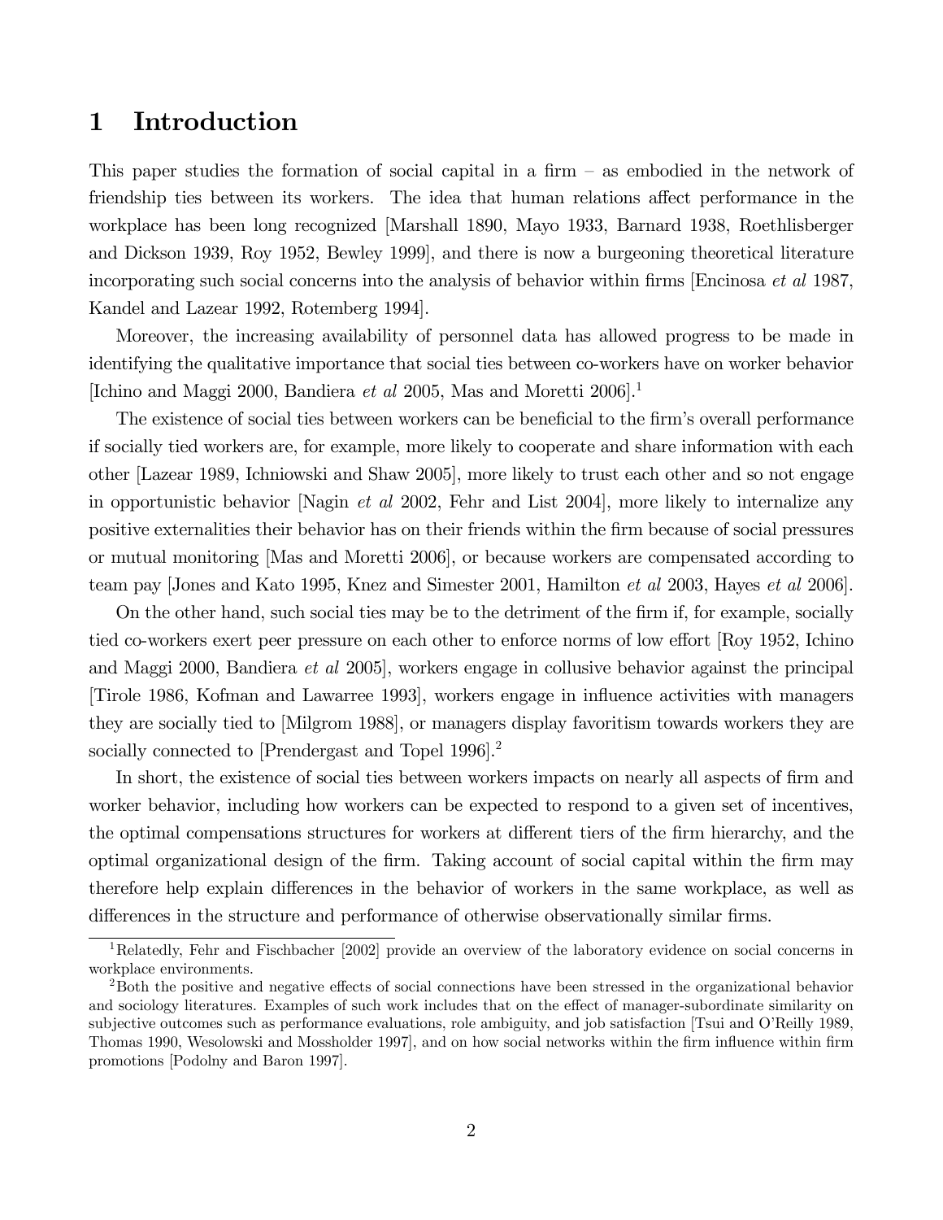## 1 Introduction

This paper studies the formation of social capital in a firm – as embodied in the network of friendship ties between its workers. The idea that human relations affect performance in the workplace has been long recognized [Marshall 1890, Mayo 1933, Barnard 1938, Roethlisberger and Dickson 1939, Roy 1952, Bewley 1999], and there is now a burgeoning theoretical literature incorporating such social concerns into the analysis of behavior within firms [Encinosa *et al* 1987, Kandel and Lazear 1992, Rotemberg 1994].

Moreover, the increasing availability of personnel data has allowed progress to be made in identifying the qualitative importance that social ties between co-workers have on worker behavior [Ichino and Maggi 2000, Bandiera *et al* 2005, Mas and Moretti 2006].[1]

The existence of social ties between workers can be beneficial to the firm's overall performance if socially tied workers are, for example, more likely to cooperate and share information with each other [Lazear 1989, Ichniowski and Shaw 2005], more likely to trust each other and so not engage in opportunistic behavior [Nagin *et al* 2002, Fehr and List 2004], more likely to internalize any positive externalities their behavior has on their friends within the firm because of social pressures or mutual monitoring [Mas and Moretti 2006], or because workers are compensated according to team pay [Jones and Kato 1995, Knez and Simester 2001, Hamilton *et al* 2003, Hayes *et al* 2006].

On the other hand, such social ties may be to the detriment of the firm if, for example, socially tied co-workers exert peer pressure on each other to enforce norms of low effort [Roy 1952, Ichino and Maggi 2000, Bandiera *et al* 2005], workers engage in collusive behavior against the principal [Tirole 1986, Kofman and Lawarree 1993], workers engage in influence activities with managers they are socially tied to [Milgrom 1988], or managers display favoritism towards workers they are socially connected to [Prendergast and Topel 1996].[2]

In short, the existence of social ties between workers impacts on nearly all aspects of firm and worker behavior, including how workers can be expected to respond to a given set of incentives, the optimal compensations structures for workers at different tiers of the firm hierarchy, and the optimal organizational design of the firm. Taking account of social capital within the firm may therefore help explain differences in the behavior of workers in the same workplace, as well as differences in the structure and performance of otherwise observationally similar firms.

[1] Relatedly, Fehr and Fischbacher [2002] provide an overview of the laboratory evidence on social concerns in workplace environments.

[2] Both the positive and negative effects of social connections have been stressed in the organizational behavior and sociology literatures. Examples of such work includes that on the effect of manager-subordinate similarity on subjective outcomes such as performance evaluations, role ambiguity, and job satisfaction [Tsui and O'Reilly 1989, Thomas 1990, Wesolowski and Mossholder 1997], and on how social networks within the firm influence within firm promotions [Podolny and Baron 1997].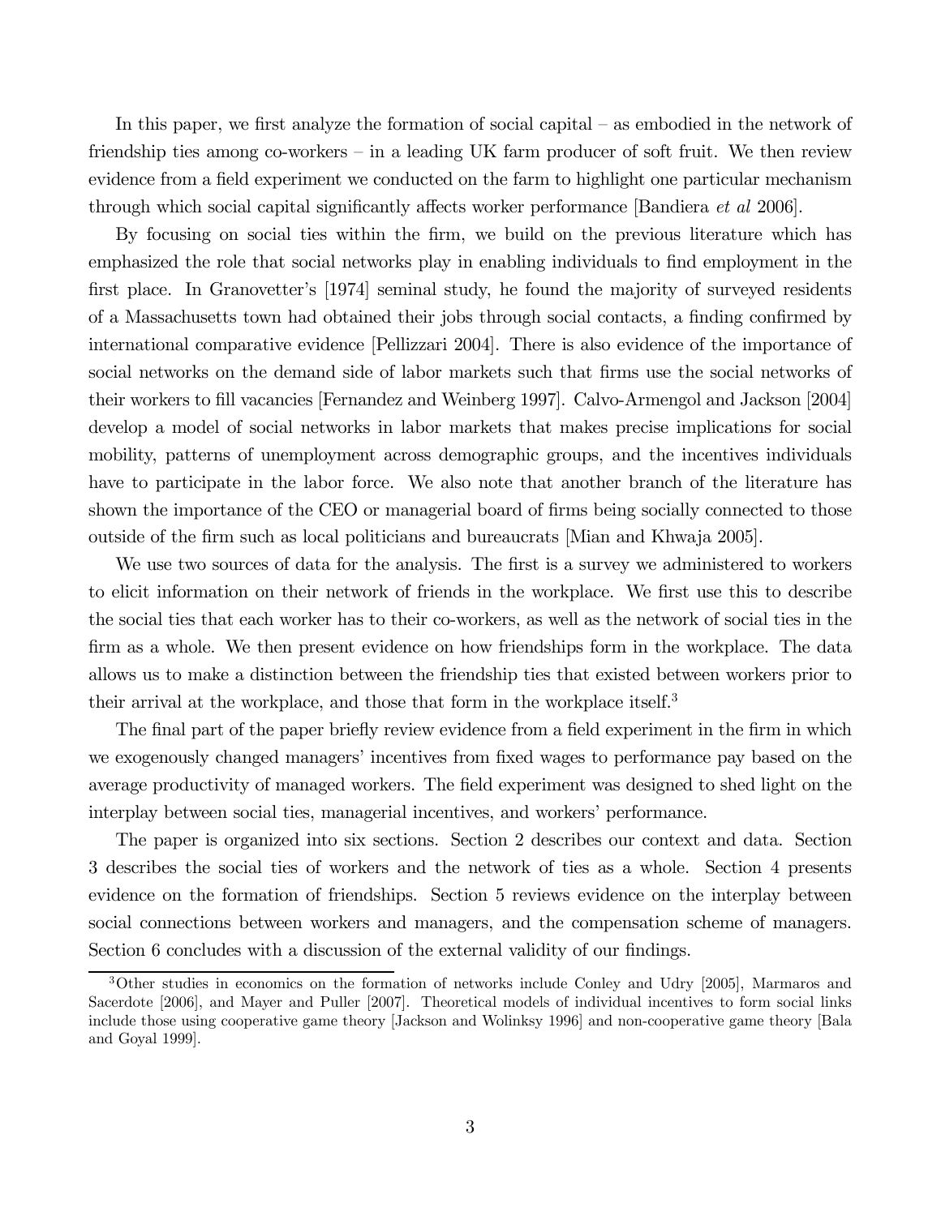In this paper, we first analyze the formation of social capital – as embodied in the network of friendship ties among co-workers – in a leading UK farm producer of soft fruit. We then review evidence from a field experiment we conducted on the farm to highlight one particular mechanism through which social capital significantly affects worker performance [Bandiera *et al* 2006].

By focusing on social ties within the firm, we build on the previous literature which has emphasized the role that social networks play in enabling individuals to find employment in the first place. In Granovetter's [1974] seminal study, he found the majority of surveyed residents of a Massachusetts town had obtained their jobs through social contacts, a finding confirmed by international comparative evidence [Pellizzari 2004]. There is also evidence of the importance of social networks on the demand side of labor markets such that firms use the social networks of their workers to fill vacancies [Fernandez and Weinberg 1997]. Calvo-Armengol and Jackson [2004] develop a model of social networks in labor markets that makes precise implications for social mobility, patterns of unemployment across demographic groups, and the incentives individuals have to participate in the labor force. We also note that another branch of the literature has shown the importance of the CEO or managerial board of firms being socially connected to those outside of the firm such as local politicians and bureaucrats [Mian and Khwaja 2005].

We use two sources of data for the analysis. The first is a survey we administered to workers to elicit information on their network of friends in the workplace. We first use this to describe the social ties that each worker has to their co-workers, as well as the network of social ties in the firm as a whole. We then present evidence on how friendships form in the workplace. The data allows us to make a distinction between the friendship ties that existed between workers prior to their arrival at the workplace, and those that form in the workplace itself.[3]

The final part of the paper briefly review evidence from a field experiment in the firm in which we exogenously changed managers' incentives from fixed wages to performance pay based on the average productivity of managed workers. The field experiment was designed to shed light on the interplay between social ties, managerial incentives, and workers' performance.

The paper is organized into six sections. Section 2 describes our context and data. Section 3 describes the social ties of workers and the network of ties as a whole. Section 4 presents evidence on the formation of friendships. Section 5 reviews evidence on the interplay between social connections between workers and managers, and the compensation scheme of managers. Section 6 concludes with a discussion of the external validity of our findings.

[3] Other studies in economics on the formation of networks include Conley and Udry [2005], Marmaros and Sacerdote [2006], and Mayer and Puller [2007]. Theoretical models of individual incentives to form social links include those using cooperative game theory [Jackson and Wolinksy 1996] and non-cooperative game theory [Bala and Goyal 1999].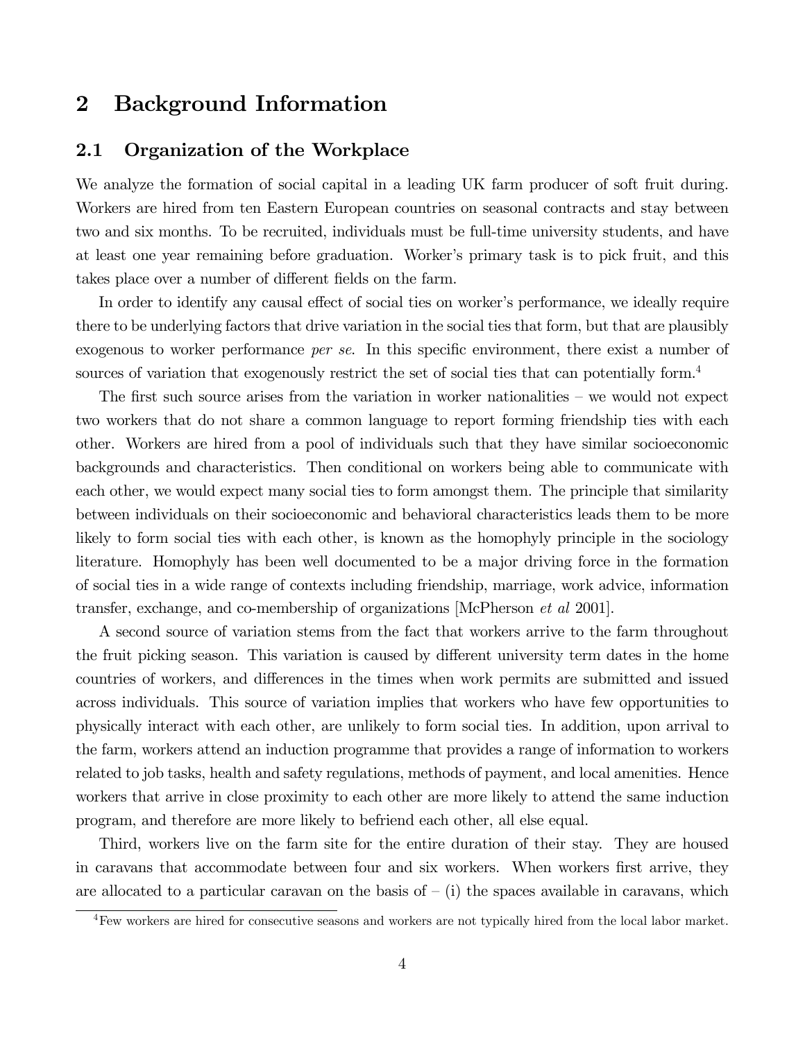# 2 Background Information

## 2.1 Organization of the Workplace

We analyze the formation of social capital in a leading UK farm producer of soft fruit during. Workers are hired from ten Eastern European countries on seasonal contracts and stay between two and six months. To be recruited, individuals must be full-time university students, and have at least one year remaining before graduation. Worker's primary task is to pick fruit, and this takes place over a number of different fields on the farm.

In order to identify any causal effect of social ties on worker's performance, we ideally require there to be underlying factors that drive variation in the social ties that form, but that are plausibly exogenous to worker performance *per se*. In this specific environment, there exist a number of sources of variation that exogenously restrict the set of social ties that can potentially form.[4]

The first such source arises from the variation in worker nationalities – we would not expect two workers that do not share a common language to report forming friendship ties with each other. Workers are hired from a pool of individuals such that they have similar socioeconomic backgrounds and characteristics. Then conditional on workers being able to communicate with each other, we would expect many social ties to form amongst them. The principle that similarity between individuals on their socioeconomic and behavioral characteristics leads them to be more likely to form social ties with each other, is known as the homophyly principle in the sociology literature. Homophyly has been well documented to be a major driving force in the formation of social ties in a wide range of contexts including friendship, marriage, work advice, information transfer, exchange, and co-membership of organizations [McPherson *et al* 2001].

A second source of variation stems from the fact that workers arrive to the farm throughout the fruit picking season. This variation is caused by different university term dates in the home countries of workers, and differences in the times when work permits are submitted and issued across individuals. This source of variation implies that workers who have few opportunities to physically interact with each other, are unlikely to form social ties. In addition, upon arrival to the farm, workers attend an induction programme that provides a range of information to workers related to job tasks, health and safety regulations, methods of payment, and local amenities. Hence workers that arrive in close proximity to each other are more likely to attend the same induction program, and therefore are more likely to befriend each other, all else equal.

Third, workers live on the farm site for the entire duration of their stay. They are housed in caravans that accommodate between four and six workers. When workers first arrive, they are allocated to a particular caravan on the basis of – (i) the spaces available in caravans, which

[4] Few workers are hired for consecutive seasons and workers are not typically hired from the local labor market.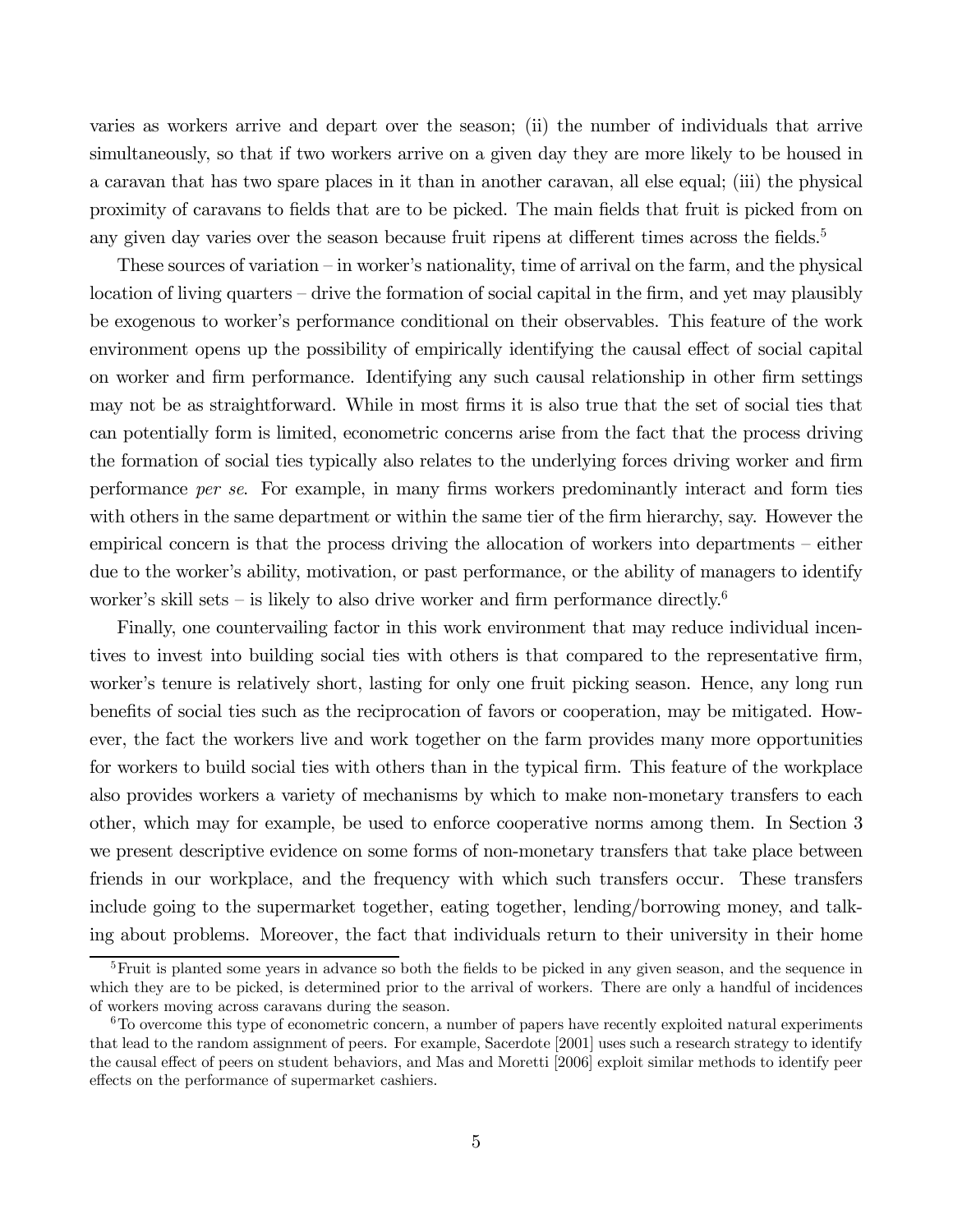varies as workers arrive and depart over the season; (ii) the number of individuals that arrive simultaneously, so that if two workers arrive on a given day they are more likely to be housed in a caravan that has two spare places in it than in another caravan, all else equal; (iii) the physical proximity of caravans to fields that are to be picked. The main fields that fruit is picked from on any given day varies over the season because fruit ripens at different times across the fields.[5]

These sources of variation – in worker's nationality, time of arrival on the farm, and the physical location of living quarters – drive the formation of social capital in the firm, and yet may plausibly be exogenous to worker's performance conditional on their observables. This feature of the work environment opens up the possibility of empirically identifying the causal effect of social capital on worker and firm performance. Identifying any such causal relationship in other firm settings may not be as straightforward. While in most firms it is also true that the set of social ties that can potentially form is limited, econometric concerns arise from the fact that the process driving the formation of social ties typically also relates to the underlying forces driving worker and firm performance *per se*. For example, in many firms workers predominantly interact and form ties with others in the same department or within the same tier of the firm hierarchy, say. However the empirical concern is that the process driving the allocation of workers into departments – either due to the worker's ability, motivation, or past performance, or the ability of managers to identify worker's skill sets – is likely to also drive worker and firm performance directly.[6]

Finally, one countervailing factor in this work environment that may reduce individual incentives to invest into building social ties with others is that compared to the representative firm, worker's tenure is relatively short, lasting for only one fruit picking season. Hence, any long run benefits of social ties such as the reciprocation of favors or cooperation, may be mitigated. However, the fact the workers live and work together on the farm provides many more opportunities for workers to build social ties with others than in the typical firm. This feature of the workplace also provides workers a variety of mechanisms by which to make non-monetary transfers to each other, which may for example, be used to enforce cooperative norms among them. In Section 3 we present descriptive evidence on some forms of non-monetary transfers that take place between friends in our workplace, and the frequency with which such transfers occur. These transfers include going to the supermarket together, eating together, lending/borrowing money, and talking about problems. Moreover, the fact that individuals return to their university in their home

[5] Fruit is planted some years in advance so both the fields to be picked in any given season, and the sequence in which they are to be picked, is determined prior to the arrival of workers. There are only a handful of incidences of workers moving across caravans during the season.

[6] To overcome this type of econometric concern, a number of papers have recently exploited natural experiments that lead to the random assignment of peers. For example, Sacerdote [2001] uses such a research strategy to identify the causal effect of peers on student behaviors, and Mas and Moretti [2006] exploit similar methods to identify peer effects on the performance of supermarket cashiers.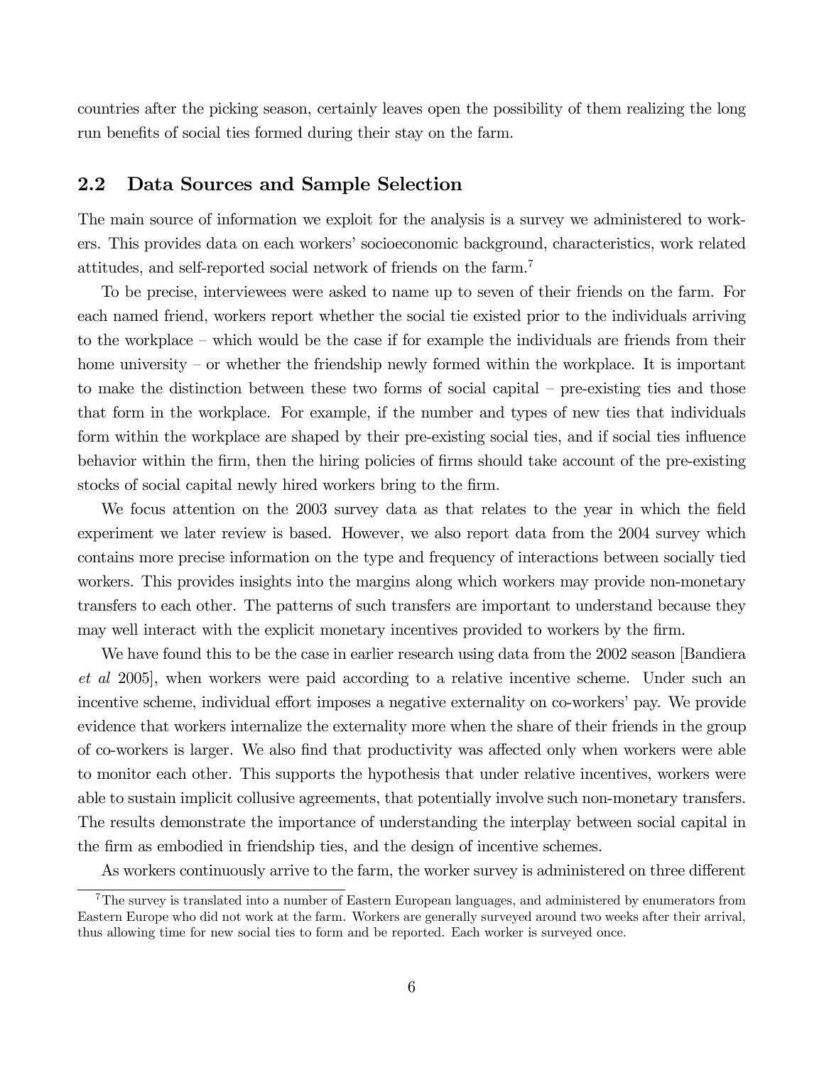countries after the picking season, certainly leaves open the possibility of them realizing the long run benefits of social ties formed during their stay on the farm.

## 2.2 Data Sources and Sample Selection

The main source of information we exploit for the analysis is a survey we administered to workers. This provides data on each workers' socioeconomic background, characteristics, work related attitudes, and self-reported social network of friends on the farm.[7]

To be precise, interviewees were asked to name up to seven of their friends on the farm. For each named friend, workers report whether the social tie existed prior to the individuals arriving to the workplace – which would be the case if for example the individuals are friends from their home university – or whether the friendship newly formed within the workplace. It is important to make the distinction between these two forms of social capital – pre-existing ties and those that form in the workplace. For example, if the number and types of new ties that individuals form within the workplace are shaped by their pre-existing social ties, and if social ties influence behavior within the firm, then the hiring policies of firms should take account of the pre-existing stocks of social capital newly hired workers bring to the firm.

We focus attention on the 2003 survey data as that relates to the year in which the field experiment we later review is based. However, we also report data from the 2004 survey which contains more precise information on the type and frequency of interactions between socially tied workers. This provides insights into the margins along which workers may provide non-monetary transfers to each other. The patterns of such transfers are important to understand because they may well interact with the explicit monetary incentives provided to workers by the firm.

We have found this to be the case in earlier research using data from the 2002 season [Bandiera *et al* 2005], when workers were paid according to a relative incentive scheme. Under such an incentive scheme, individual effort imposes a negative externality on co-workers' pay. We provide evidence that workers internalize the externality more when the share of their friends in the group of co-workers is larger. We also find that productivity was affected only when workers were able to monitor each other. This supports the hypothesis that under relative incentives, workers were able to sustain implicit collusive agreements, that potentially involve such non-monetary transfers. The results demonstrate the importance of understanding the interplay between social capital in the firm as embodied in friendship ties, and the design of incentive schemes.

As workers continuously arrive to the farm, the worker survey is administered on three different

[7] The survey is translated into a number of Eastern European languages, and administered by enumerators from Eastern Europe who did not work at the farm. Workers are generally surveyed around two weeks after their arrival, thus allowing time for new social ties to form and be reported. Each worker is surveyed once.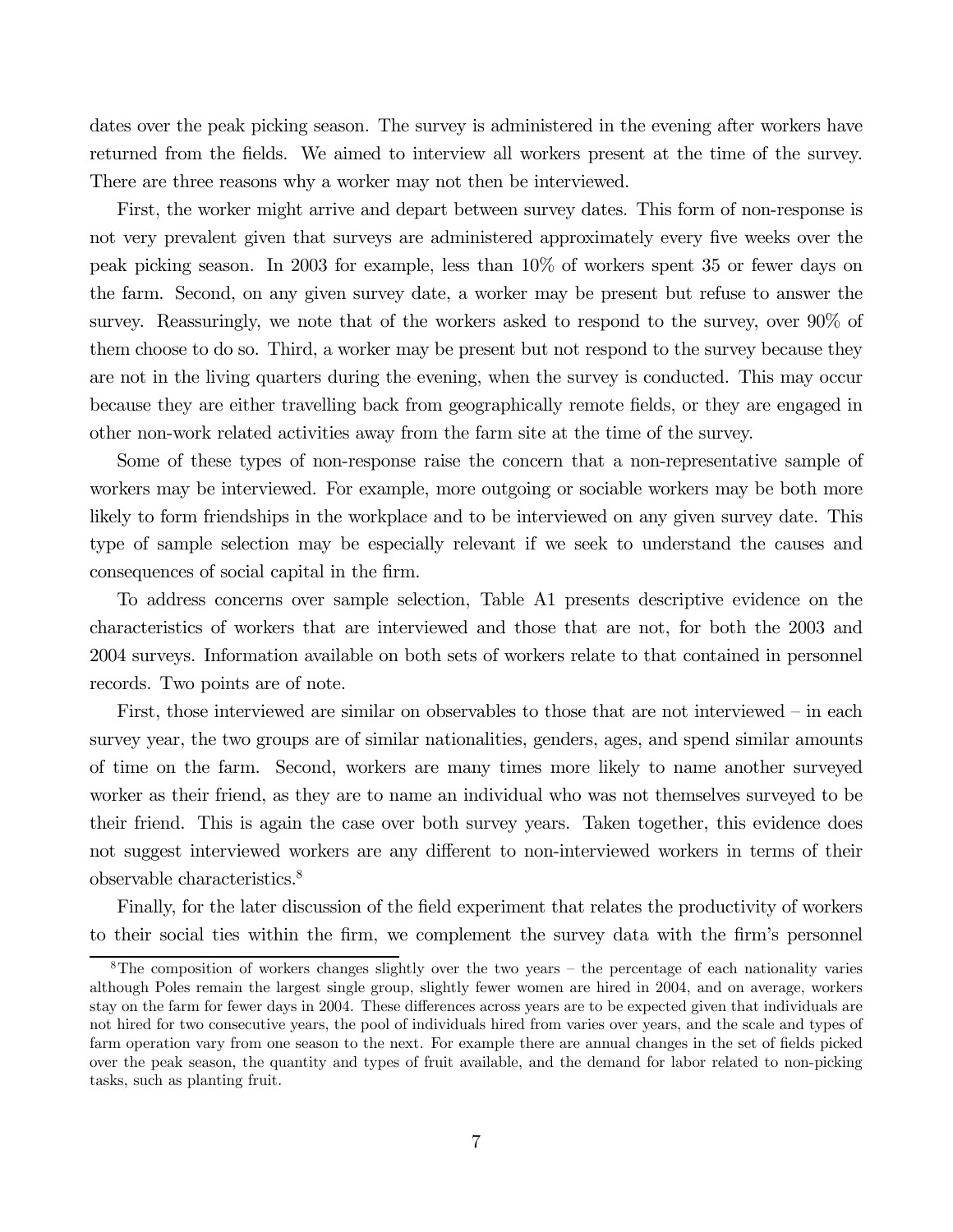dates over the peak picking season. The survey is administered in the evening after workers have returned from the fields. We aimed to interview all workers present at the time of the survey. There are three reasons why a worker may not then be interviewed.

First, the worker might arrive and depart between survey dates. This form of non-response is not very prevalent given that surveys are administered approximately every five weeks over the peak picking season. In 2003 for example, less than 10% of workers spent 35 or fewer days on the farm. Second, on any given survey date, a worker may be present but refuse to answer the survey. Reassuringly, we note that of the workers asked to respond to the survey, over 90% of them choose to do so. Third, a worker may be present but not respond to the survey because they are not in the living quarters during the evening, when the survey is conducted. This may occur because they are either travelling back from geographically remote fields, or they are engaged in other non-work related activities away from the farm site at the time of the survey.

Some of these types of non-response raise the concern that a non-representative sample of workers may be interviewed. For example, more outgoing or sociable workers may be both more likely to form friendships in the workplace and to be interviewed on any given survey date. This type of sample selection may be especially relevant if we seek to understand the causes and consequences of social capital in the firm.

To address concerns over sample selection, Table A1 presents descriptive evidence on the characteristics of workers that are interviewed and those that are not, for both the 2003 and 2004 surveys. Information available on both sets of workers relate to that contained in personnel records. Two points are of note.

First, those interviewed are similar on observables to those that are not interviewed – in each survey year, the two groups are of similar nationalities, genders, ages, and spend similar amounts of time on the farm. Second, workers are many times more likely to name another surveyed worker as their friend, as they are to name an individual who was not themselves surveyed to be their friend. This is again the case over both survey years. Taken together, this evidence does not suggest interviewed workers are any different to non-interviewed workers in terms of their observable characteristics.[8]

Finally, for the later discussion of the field experiment that relates the productivity of workers to their social ties within the firm, we complement the survey data with the firm's personnel

[8] The composition of workers changes slightly over the two years – the percentage of each nationality varies although Poles remain the largest single group, slightly fewer women are hired in 2004, and on average, workers stay on the farm for fewer days in 2004. These differences across years are to be expected given that individuals are not hired for two consecutive years, the pool of individuals hired from varies over years, and the scale and types of farm operation vary from one season to the next. For example there are annual changes in the set of fields picked over the peak season, the quantity and types of fruit available, and the demand for labor related to non-picking tasks, such as planting fruit.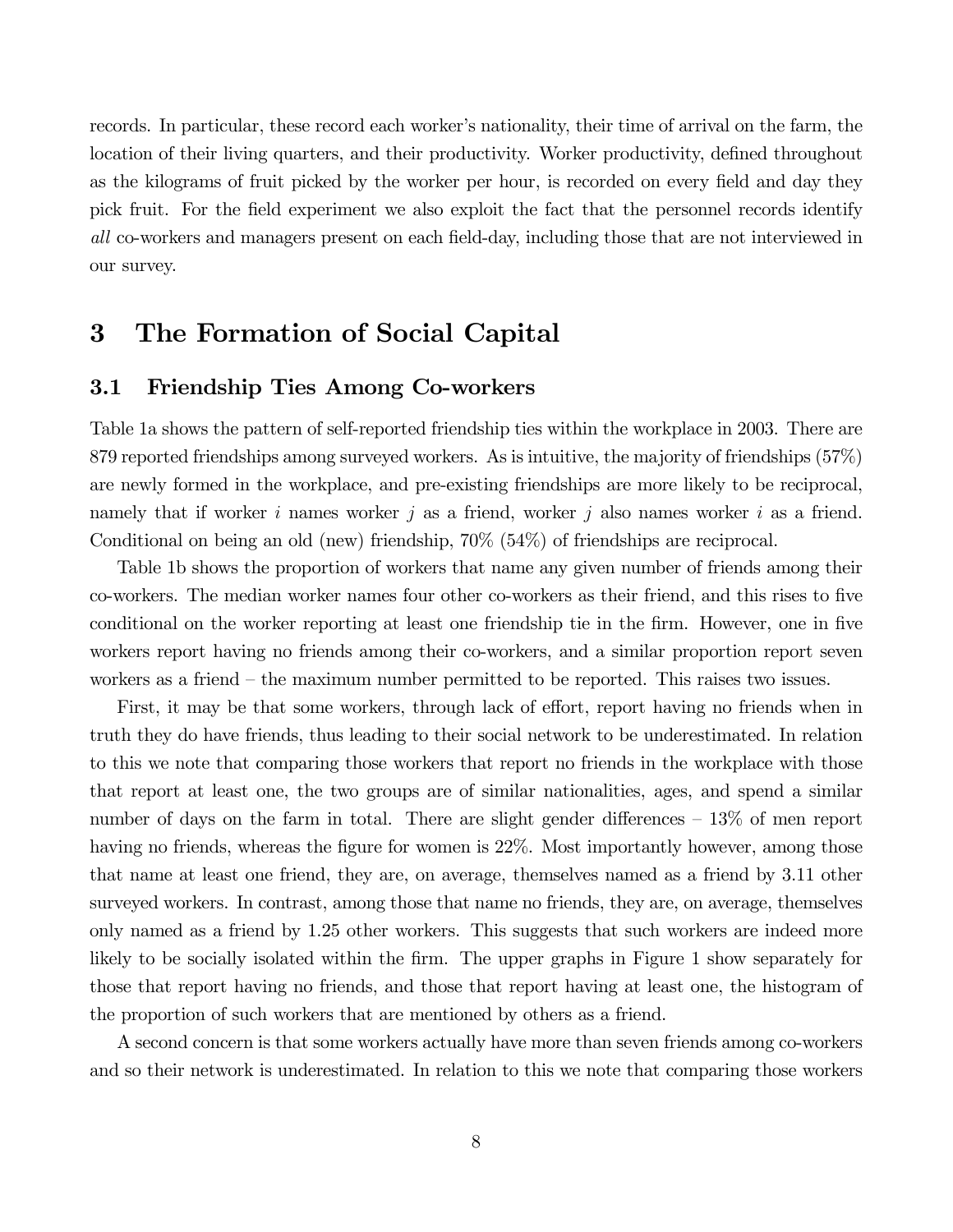records. In particular, these record each worker's nationality, their time of arrival on the farm, the location of their living quarters, and their productivity. Worker productivity, defined throughout as the kilograms of fruit picked by the worker per hour, is recorded on every field and day they pick fruit. For the field experiment we also exploit the fact that the personnel records identify *all* co-workers and managers present on each field-day, including those that are not interviewed in our survey.

# 3 The Formation of Social Capital

## 3.1 Friendship Ties Among Co-workers

Table 1a shows the pattern of self-reported friendship ties within the workplace in 2003. There are 879 reported friendships among surveyed workers. As is intuitive, the majority of friendships (57%) are newly formed in the workplace, and pre-existing friendships are more likely to be reciprocal, namely that if worker $i$ names worker $j$ as a friend, worker $j$ also names worker $i$ as a friend. Conditional on being an old (new) friendship, 70% (54%) of friendships are reciprocal.

Table 1b shows the proportion of workers that name any given number of friends among their co-workers. The median worker names four other co-workers as their friend, and this rises to five conditional on the worker reporting at least one friendship tie in the firm. However, one in five workers report having no friends among their co-workers, and a similar proportion report seven workers as a friend – the maximum number permitted to be reported. This raises two issues.

First, it may be that some workers, through lack of effort, report having no friends when in truth they do have friends, thus leading to their social network to be underestimated. In relation to this we note that comparing those workers that report no friends in the workplace with those that report at least one, the two groups are of similar nationalities, ages, and spend a similar number of days on the farm in total. There are slight gender differences – 13% of men report having no friends, whereas the figure for women is 22%. Most importantly however, among those that name at least one friend, they are, on average, themselves named as a friend by 3.11 other surveyed workers. In contrast, among those that name no friends, they are, on average, themselves only named as a friend by 1.25 other workers. This suggests that such workers are indeed more likely to be socially isolated within the firm. The upper graphs in Figure 1 show separately for those that report having no friends, and those that report having at least one, the histogram of the proportion of such workers that are mentioned by others as a friend.

A second concern is that some workers actually have more than seven friends among co-workers and so their network is underestimated. In relation to this we note that comparing those workers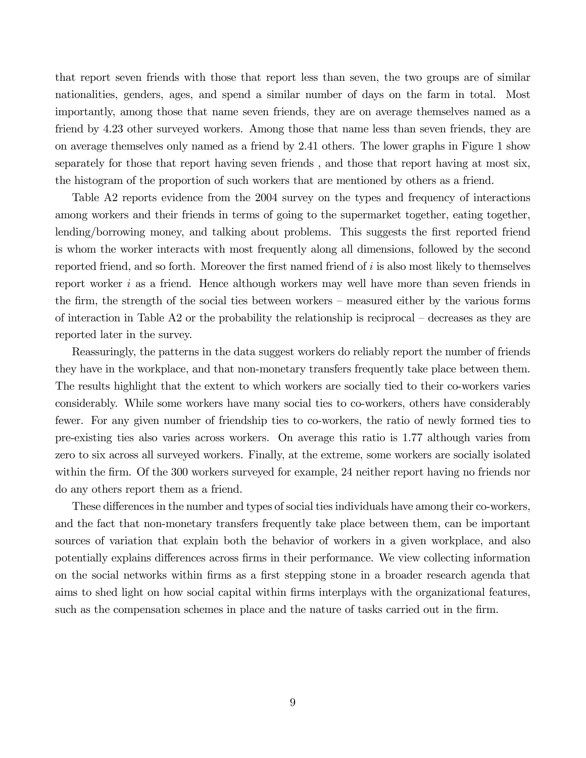that report seven friends with those that report less than seven, the two groups are of similar nationalities, genders, ages, and spend a similar number of days on the farm in total. Most importantly, among those that name seven friends, they are on average themselves named as a friend by 4.23 other surveyed workers. Among those that name less than seven friends, they are on average themselves only named as a friend by 2.41 others. The lower graphs in Figure 1 show separately for those that report having seven friends , and those that report having at most six, the histogram of the proportion of such workers that are mentioned by others as a friend.

Table A2 reports evidence from the 2004 survey on the types and frequency of interactions among workers and their friends in terms of going to the supermarket together, eating together, lending/borrowing money, and talking about problems. This suggests the first reported friend is whom the worker interacts with most frequently along all dimensions, followed by the second reported friend, and so forth. Moreover the first named friend of $i$ is also most likely to themselves report worker $i$ as a friend. Hence although workers may well have more than seven friends in the firm, the strength of the social ties between workers – measured either by the various forms of interaction in Table A2 or the probability the relationship is reciprocal – decreases as they are reported later in the survey.

Reassuringly, the patterns in the data suggest workers do reliably report the number of friends they have in the workplace, and that non-monetary transfers frequently take place between them. The results highlight that the extent to which workers are socially tied to their co-workers varies considerably. While some workers have many social ties to co-workers, others have considerably fewer. For any given number of friendship ties to co-workers, the ratio of newly formed ties to pre-existing ties also varies across workers. On average this ratio is 1.77 although varies from zero to six across all surveyed workers. Finally, at the extreme, some workers are socially isolated within the firm. Of the 300 workers surveyed for example, 24 neither report having no friends nor do any others report them as a friend.

These differences in the number and types of social ties individuals have among their co-workers, and the fact that non-monetary transfers frequently take place between them, can be important sources of variation that explain both the behavior of workers in a given workplace, and also potentially explains differences across firms in their performance. We view collecting information on the social networks within firms as a first stepping stone in a broader research agenda that aims to shed light on how social capital within firms interplays with the organizational features, such as the compensation schemes in place and the nature of tasks carried out in the firm.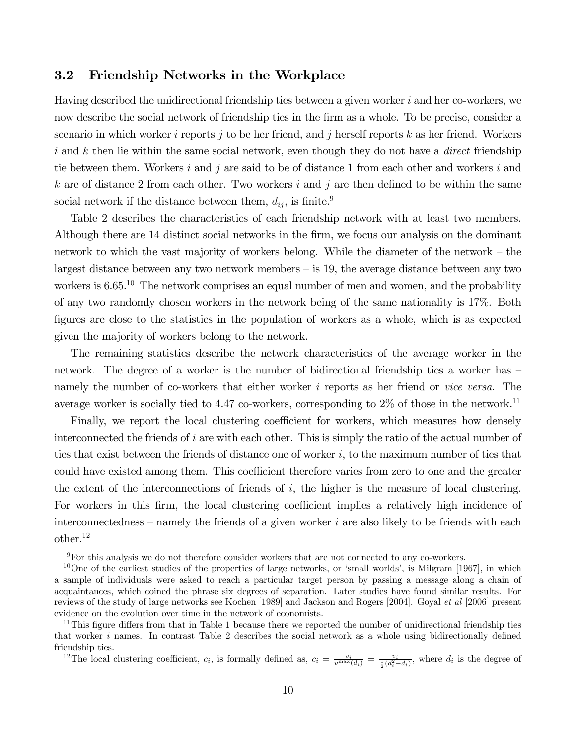## 3.2 Friendship Networks in the Workplace

Having described the unidirectional friendship ties between a given worker $i$ and her co-workers, we now describe the social network of friendship ties in the firm as a whole. To be precise, consider a scenario in which worker $i$ reports $j$ to be her friend, and $j$ herself reports $k$ as her friend. Workers $i$ and $k$ then lie within the same social network, even though they do not have a *direct* friendship tie between them. Workers $i$ and $j$ are said to be of distance 1 from each other and workers $i$ and $k$ are of distance 2 from each other. Two workers $i$ and $j$ are then defined to be within the same social network if the distance between them, $d_{ij}$, is finite.[9]

Table 2 describes the characteristics of each friendship network with at least two members. Although there are 14 distinct social networks in the firm, we focus our analysis on the dominant network to which the vast majority of workers belong. While the diameter of the network – the largest distance between any two network members – is 19, the average distance between any two workers is 6.65.[10] The network comprises an equal number of men and women, and the probability of any two randomly chosen workers in the network being of the same nationality is 17%. Both figures are close to the statistics in the population of workers as a whole, which is as expected given the majority of workers belong to the network.

The remaining statistics describe the network characteristics of the average worker in the network. The degree of a worker is the number of bidirectional friendship ties a worker has – namely the number of co-workers that either worker $i$ reports as her friend or *vice versa*. The average worker is socially tied to 4.47 co-workers, corresponding to 2% of those in the network.[11]

Finally, we report the local clustering coefficient for workers, which measures how densely interconnected the friends of $i$ are with each other. This is simply the ratio of the actual number of ties that exist between the friends of distance one of worker $i$, to the maximum number of ties that could have existed among them. This coefficient therefore varies from zero to one and the greater the extent of the interconnections of friends of $i$, the higher is the measure of local clustering. For workers in this firm, the local clustering coefficient implies a relatively high incidence of interconnectedness – namely the friends of a given worker $i$ are also likely to be friends with each other.[12]

---

[9] For this analysis we do not therefore consider workers that are not connected to any co-workers.

[10] One of the earliest studies of the properties of large networks, or 'small worlds', is Milgram [1967], in which a sample of individuals were asked to reach a particular target person by passing a message along a chain of acquaintances, which coined the phrase six degrees of separation. Later studies have found similar results. For reviews of the study of large networks see Kochen [1989] and Jackson and Rogers [2004]. Goyal *et al* [2006] present evidence on the evolution over time in the network of economists.

[11] This figure differs from that in Table 1 because there we reported the number of unidirectional friendship ties that worker $i$ names. In contrast Table 2 describes the social network as a whole using bidirectionally defined friendship ties.

[12] The local clustering coefficient, $c_i$, is formally defined as, $c_i = \frac{v_i}{v^{\max}(d_i)} = \frac{v_i}{\frac{1}{2}(d_i^2 - d_i)}$, where $d_i$ is the degree of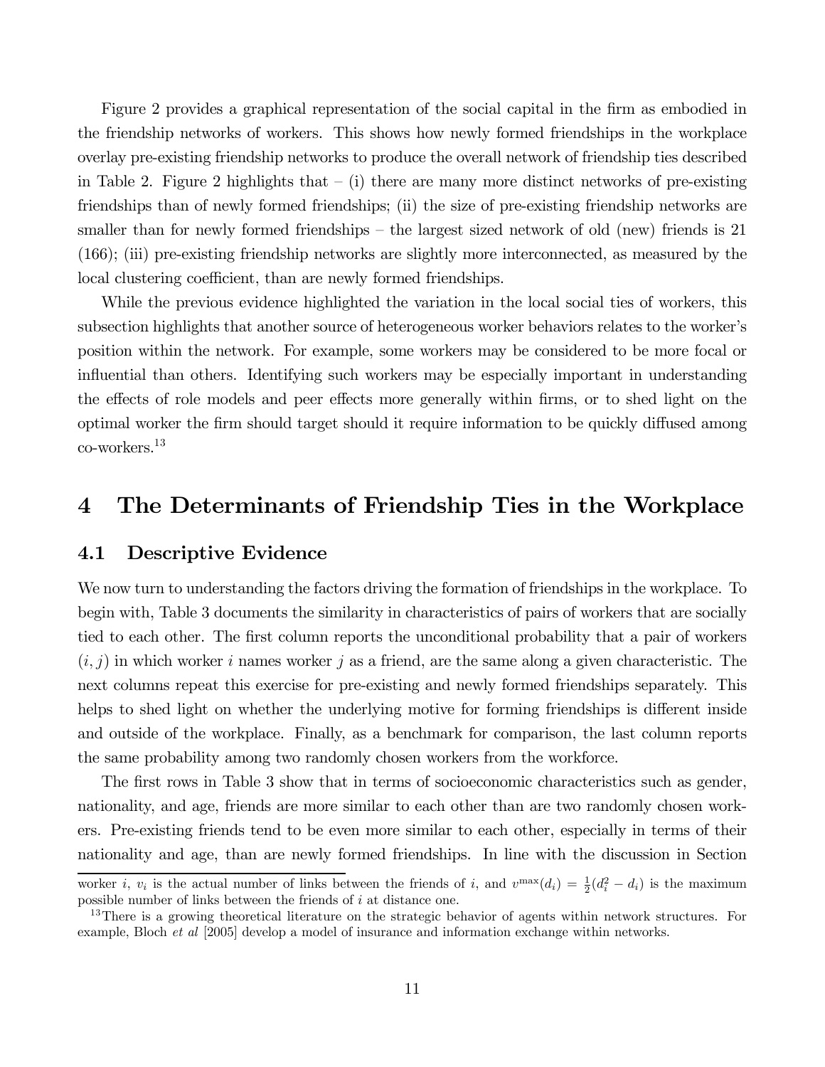Figure 2 provides a graphical representation of the social capital in the firm as embodied in the friendship networks of workers. This shows how newly formed friendships in the workplace overlay pre-existing friendship networks to produce the overall network of friendship ties described in Table 2. Figure 2 highlights that – (i) there are many more distinct networks of pre-existing friendships than of newly formed friendships; (ii) the size of pre-existing friendship networks are smaller than for newly formed friendships – the largest sized network of old (new) friends is 21 (166); (iii) pre-existing friendship networks are slightly more interconnected, as measured by the local clustering coefficient, than are newly formed friendships.

While the previous evidence highlighted the variation in the local social ties of workers, this subsection highlights that another source of heterogeneous worker behaviors relates to the worker's position within the network. For example, some workers may be considered to be more focal or influential than others. Identifying such workers may be especially important in understanding the effects of role models and peer effects more generally within firms, or to shed light on the optimal worker the firm should target should it require information to be quickly diffused among co-workers.[13]

# 4 The Determinants of Friendship Ties in the Workplace

## 4.1 Descriptive Evidence

We now turn to understanding the factors driving the formation of friendships in the workplace. To begin with, Table 3 documents the similarity in characteristics of pairs of workers that are socially tied to each other. The first column reports the unconditional probability that a pair of workers $(i, j)$ in which worker $i$ names worker $j$ as a friend, are the same along a given characteristic. The next columns repeat this exercise for pre-existing and newly formed friendships separately. This helps to shed light on whether the underlying motive for forming friendships is different inside and outside of the workplace. Finally, as a benchmark for comparison, the last column reports the same probability among two randomly chosen workers from the workforce.

The first rows in Table 3 show that in terms of socioeconomic characteristics such as gender, nationality, and age, friends are more similar to each other than are two randomly chosen workers. Pre-existing friends tend to be even more similar to each other, especially in terms of their nationality and age, than are newly formed friendships. In line with the discussion in Section

worker $i$, $v_i$ is the actual number of links between the friends of $i$, and $v^{\max}(d_i) = \frac{1}{2}(d_i^2 - d_i)$ is the maximum possible number of links between the friends of $i$ at distance one.

[13] There is a growing theoretical literature on the strategic behavior of agents within network structures. For example, Bloch *et al* [2005] develop a model of insurance and information exchange within networks.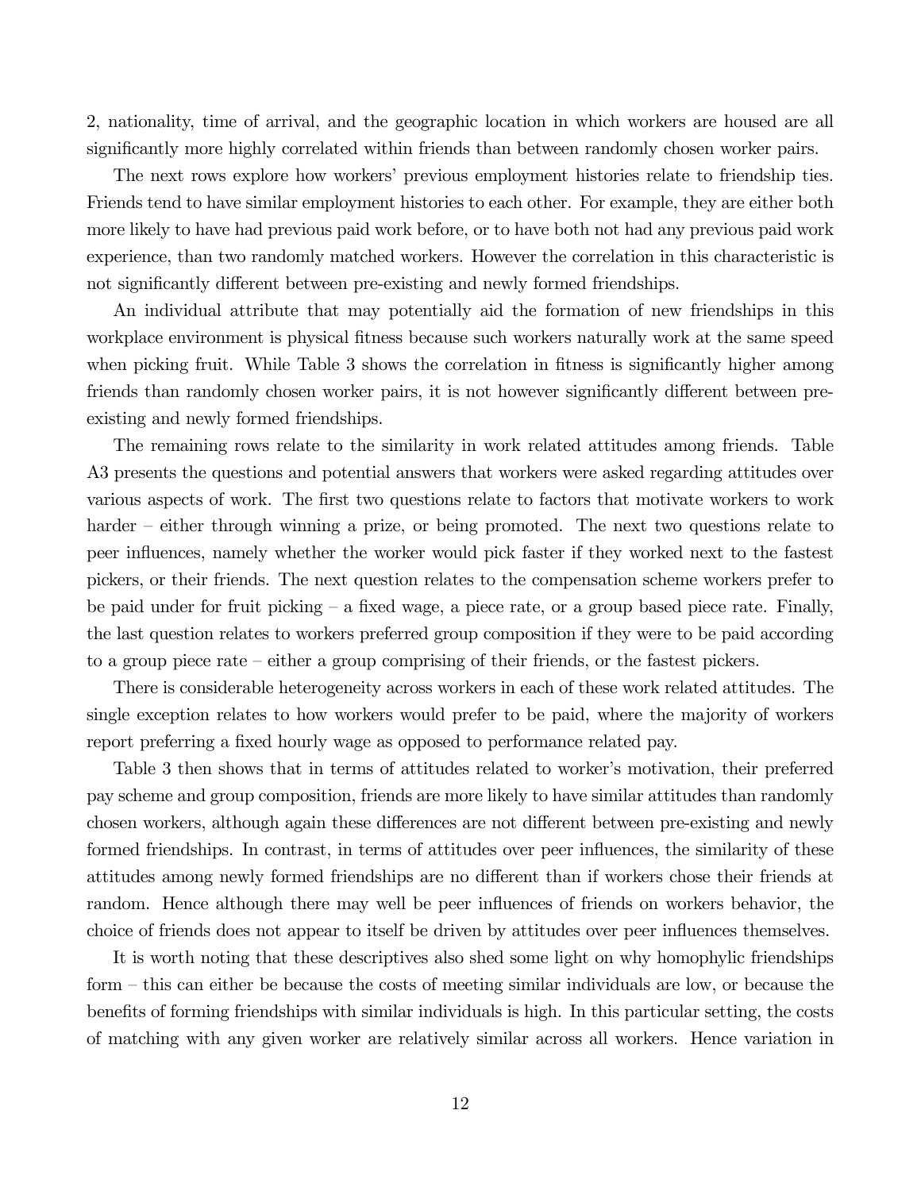2, nationality, time of arrival, and the geographic location in which workers are housed are all significantly more highly correlated within friends than between randomly chosen worker pairs.

The next rows explore how workers' previous employment histories relate to friendship ties. Friends tend to have similar employment histories to each other. For example, they are either both more likely to have had previous paid work before, or to have both not had any previous paid work experience, than two randomly matched workers. However the correlation in this characteristic is not significantly different between pre-existing and newly formed friendships.

An individual attribute that may potentially aid the formation of new friendships in this workplace environment is physical fitness because such workers naturally work at the same speed when picking fruit. While Table 3 shows the correlation in fitness is significantly higher among friends than randomly chosen worker pairs, it is not however significantly different between pre-existing and newly formed friendships.

The remaining rows relate to the similarity in work related attitudes among friends. Table A3 presents the questions and potential answers that workers were asked regarding attitudes over various aspects of work. The first two questions relate to factors that motivate workers to work harder – either through winning a prize, or being promoted. The next two questions relate to peer influences, namely whether the worker would pick faster if they worked next to the fastest pickers, or their friends. The next question relates to the compensation scheme workers prefer to be paid under for fruit picking – a fixed wage, a piece rate, or a group based piece rate. Finally, the last question relates to workers preferred group composition if they were to be paid according to a group piece rate – either a group comprising of their friends, or the fastest pickers.

There is considerable heterogeneity across workers in each of these work related attitudes. The single exception relates to how workers would prefer to be paid, where the majority of workers report preferring a fixed hourly wage as opposed to performance related pay.

Table 3 then shows that in terms of attitudes related to worker's motivation, their preferred pay scheme and group composition, friends are more likely to have similar attitudes than randomly chosen workers, although again these differences are not different between pre-existing and newly formed friendships. In contrast, in terms of attitudes over peer influences, the similarity of these attitudes among newly formed friendships are no different than if workers chose their friends at random. Hence although there may well be peer influences of friends on workers behavior, the choice of friends does not appear to itself be driven by attitudes over peer influences themselves.

It is worth noting that these descriptives also shed some light on why homophylic friendships form – this can either be because the costs of meeting similar individuals are low, or because the benefits of forming friendships with similar individuals is high. In this particular setting, the costs of matching with any given worker are relatively similar across all workers. Hence variation in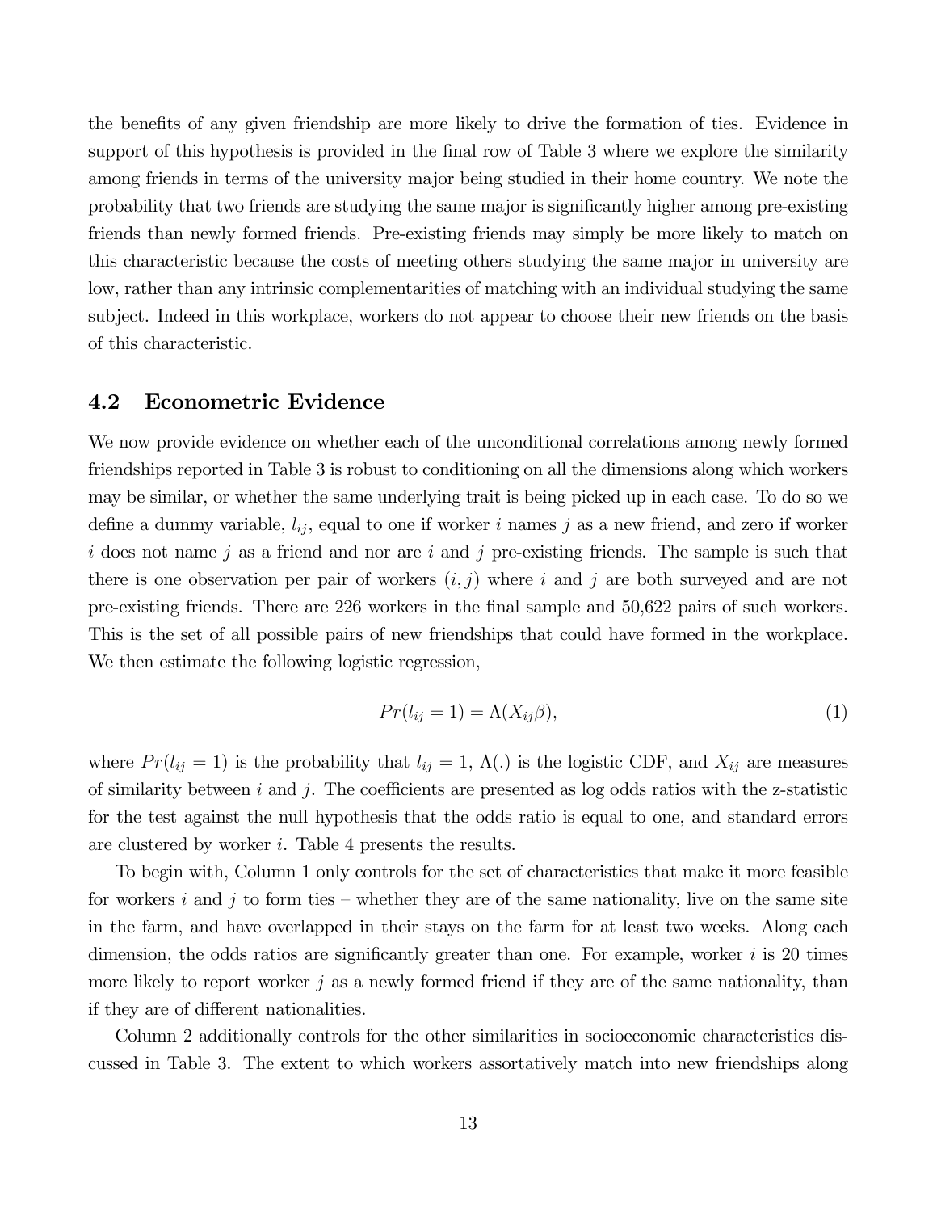the benefits of any given friendship are more likely to drive the formation of ties. Evidence in support of this hypothesis is provided in the final row of Table 3 where we explore the similarity among friends in terms of the university major being studied in their home country. We note the probability that two friends are studying the same major is significantly higher among pre-existing friends than newly formed friends. Pre-existing friends may simply be more likely to match on this characteristic because the costs of meeting others studying the same major in university are low, rather than any intrinsic complementarities of matching with an individual studying the same subject. Indeed in this workplace, workers do not appear to choose their new friends on the basis of this characteristic.

## 4.2 Econometric Evidence

We now provide evidence on whether each of the unconditional correlations among newly formed friendships reported in Table 3 is robust to conditioning on all the dimensions along which workers may be similar, or whether the same underlying trait is being picked up in each case. To do so we define a dummy variable, $l_{ij}$, equal to one if worker $i$ names $j$ as a new friend, and zero if worker $i$ does not name $j$ as a friend and nor are $i$ and $j$ pre-existing friends. The sample is such that there is one observation per pair of workers $(i, j)$ where $i$ and $j$ are both surveyed and are not pre-existing friends. There are 226 workers in the final sample and 50,622 pairs of such workers. This is the set of all possible pairs of new friendships that could have formed in the workplace. We then estimate the following logistic regression,

$$Pr(l_{ij} = 1) = \Lambda(X_{ij}\beta), \tag{1}$$

where $Pr(l_{ij} = 1)$ is the probability that $l_{ij} = 1$, $\Lambda(.)$ is the logistic CDF, and $X_{ij}$ are measures of similarity between $i$ and $j$. The coefficients are presented as log odds ratios with the z-statistic for the test against the null hypothesis that the odds ratio is equal to one, and standard errors are clustered by worker $i$. Table 4 presents the results.

To begin with, Column 1 only controls for the set of characteristics that make it more feasible for workers $i$ and $j$ to form ties – whether they are of the same nationality, live on the same site in the farm, and have overlapped in their stays on the farm for at least two weeks. Along each dimension, the odds ratios are significantly greater than one. For example, worker $i$ is 20 times more likely to report worker $j$ as a newly formed friend if they are of the same nationality, than if they are of different nationalities.

Column 2 additionally controls for the other similarities in socioeconomic characteristics discussed in Table 3. The extent to which workers assortatively match into new friendships along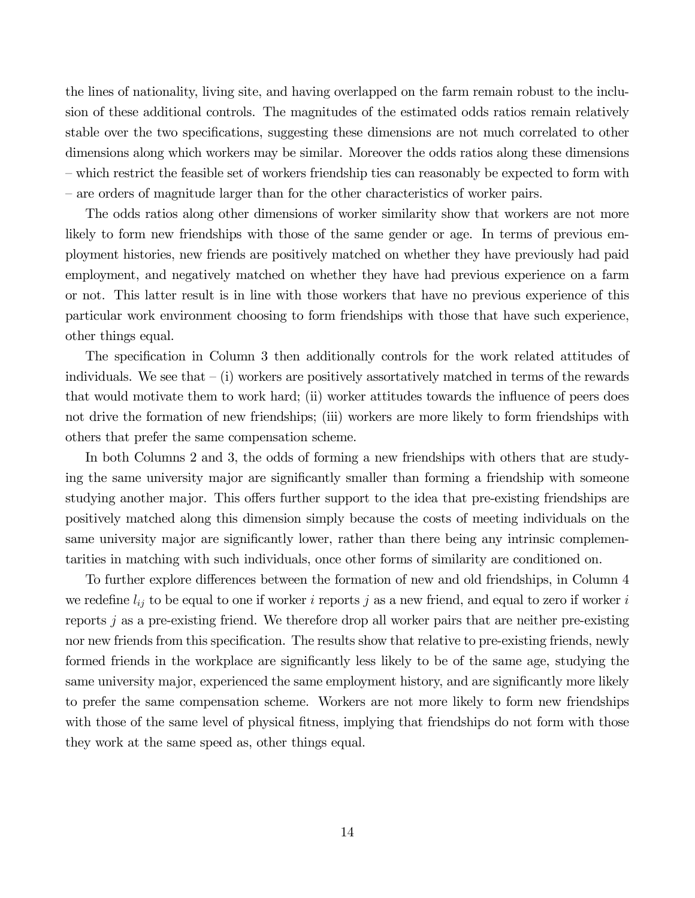the lines of nationality, living site, and having overlapped on the farm remain robust to the inclusion of these additional controls. The magnitudes of the estimated odds ratios remain relatively stable over the two specifications, suggesting these dimensions are not much correlated to other dimensions along which workers may be similar. Moreover the odds ratios along these dimensions – which restrict the feasible set of workers friendship ties can reasonably be expected to form with – are orders of magnitude larger than for the other characteristics of worker pairs.

The odds ratios along other dimensions of worker similarity show that workers are not more likely to form new friendships with those of the same gender or age. In terms of previous employment histories, new friends are positively matched on whether they have previously had paid employment, and negatively matched on whether they have had previous experience on a farm or not. This latter result is in line with those workers that have no previous experience of this particular work environment choosing to form friendships with those that have such experience, other things equal.

The specification in Column 3 then additionally controls for the work related attitudes of individuals. We see that – (i) workers are positively assortatively matched in terms of the rewards that would motivate them to work hard; (ii) worker attitudes towards the influence of peers does not drive the formation of new friendships; (iii) workers are more likely to form friendships with others that prefer the same compensation scheme.

In both Columns 2 and 3, the odds of forming a new friendships with others that are studying the same university major are significantly smaller than forming a friendship with someone studying another major. This offers further support to the idea that pre-existing friendships are positively matched along this dimension simply because the costs of meeting individuals on the same university major are significantly lower, rather than there being any intrinsic complementarities in matching with such individuals, once other forms of similarity are conditioned on.

To further explore differences between the formation of new and old friendships, in Column 4 we redefine $l_{ij}$ to be equal to one if worker $i$ reports $j$ as a new friend, and equal to zero if worker $i$ reports $j$ as a pre-existing friend. We therefore drop all worker pairs that are neither pre-existing nor new friends from this specification. The results show that relative to pre-existing friends, newly formed friends in the workplace are significantly less likely to be of the same age, studying the same university major, experienced the same employment history, and are significantly more likely to prefer the same compensation scheme. Workers are not more likely to form new friendships with those of the same level of physical fitness, implying that friendships do not form with those they work at the same speed as, other things equal.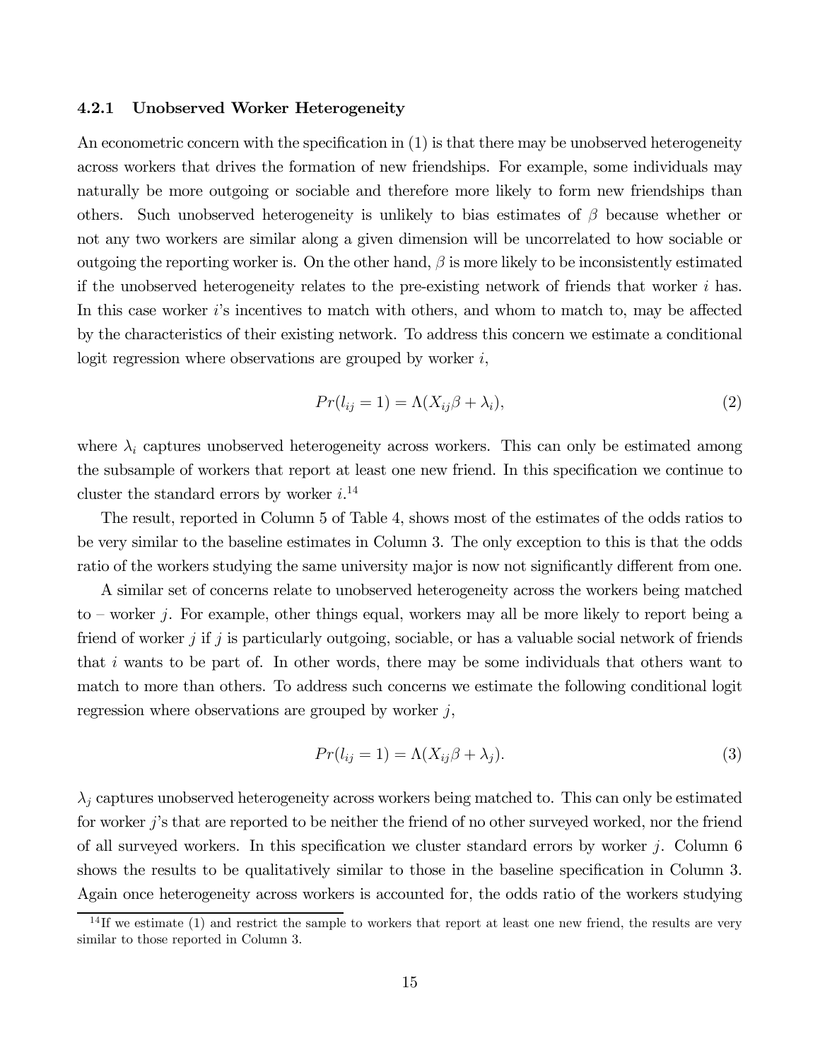### 4.2.1 Unobserved Worker Heterogeneity

An econometric concern with the specification in (1) is that there may be unobserved heterogeneity across workers that drives the formation of new friendships. For example, some individuals may naturally be more outgoing or sociable and therefore more likely to form new friendships than others. Such unobserved heterogeneity is unlikely to bias estimates of $\beta$ because whether or not any two workers are similar along a given dimension will be uncorrelated to how sociable or outgoing the reporting worker is. On the other hand, $\beta$ is more likely to be inconsistently estimated if the unobserved heterogeneity relates to the pre-existing network of friends that worker $i$ has. In this case worker $i$'s incentives to match with others, and whom to match to, may be affected by the characteristics of their existing network. To address this concern we estimate a conditional logit regression where observations are grouped by worker $i$,

$$Pr(l_{ij} = 1) = \Lambda(X_{ij}\beta + \lambda_i), \tag{2}$$

where $\lambda_i$ captures unobserved heterogeneity across workers. This can only be estimated among the subsample of workers that report at least one new friend. In this specification we continue to cluster the standard errors by worker $i$.[14]

The result, reported in Column 5 of Table 4, shows most of the estimates of the odds ratios to be very similar to the baseline estimates in Column 3. The only exception to this is that the odds ratio of the workers studying the same university major is now not significantly different from one.

A similar set of concerns relate to unobserved heterogeneity across the workers being matched to – worker $j$. For example, other things equal, workers may all be more likely to report being a friend of worker $j$ if $j$ is particularly outgoing, sociable, or has a valuable social network of friends that $i$ wants to be part of. In other words, there may be some individuals that others want to match to more than others. To address such concerns we estimate the following conditional logit regression where observations are grouped by worker $j$,

$$Pr(l_{ij} = 1) = \Lambda(X_{ij}\beta + \lambda_j). \tag{3}$$

$\lambda_j$ captures unobserved heterogeneity across workers being matched to. This can only be estimated for worker $j$'s that are reported to be neither the friend of no other surveyed worked, nor the friend of all surveyed workers. In this specification we cluster standard errors by worker $j$. Column 6 shows the results to be qualitatively similar to those in the baseline specification in Column 3. Again once heterogeneity across workers is accounted for, the odds ratio of the workers studying

[14] If we estimate (1) and restrict the sample to workers that report at least one new friend, the results are very similar to those reported in Column 3.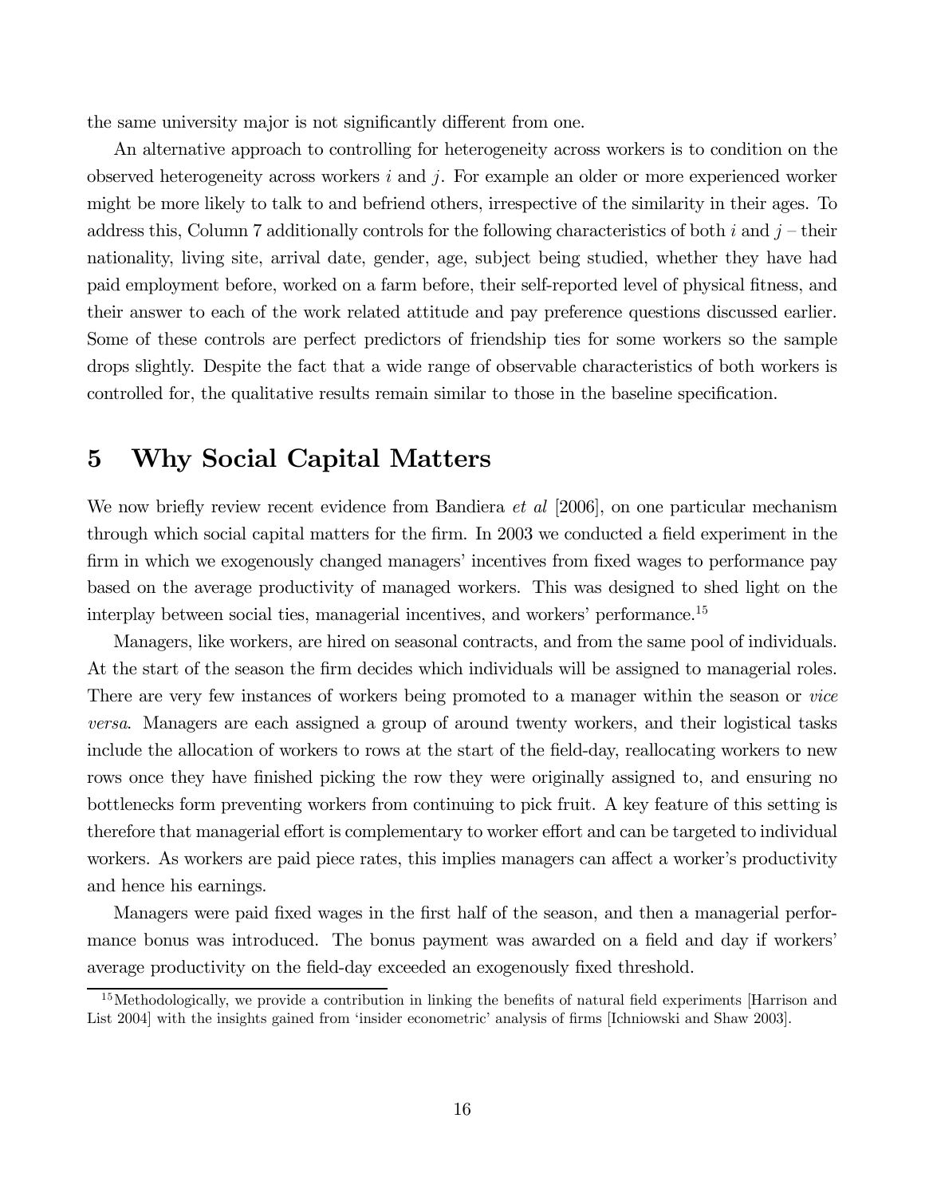the same university major is not significantly different from one.

An alternative approach to controlling for heterogeneity across workers is to condition on the observed heterogeneity across workers $i$ and $j$. For example an older or more experienced worker might be more likely to talk to and befriend others, irrespective of the similarity in their ages. To address this, Column 7 additionally controls for the following characteristics of both $i$ and $j$ – their nationality, living site, arrival date, gender, age, subject being studied, whether they have had paid employment before, worked on a farm before, their self-reported level of physical fitness, and their answer to each of the work related attitude and pay preference questions discussed earlier. Some of these controls are perfect predictors of friendship ties for some workers so the sample drops slightly. Despite the fact that a wide range of observable characteristics of both workers is controlled for, the qualitative results remain similar to those in the baseline specification.

# 5 Why Social Capital Matters

We now briefly review recent evidence from Bandiera *et al* [2006], on one particular mechanism through which social capital matters for the firm. In 2003 we conducted a field experiment in the firm in which we exogenously changed managers' incentives from fixed wages to performance pay based on the average productivity of managed workers. This was designed to shed light on the interplay between social ties, managerial incentives, and workers' performance.[15]

Managers, like workers, are hired on seasonal contracts, and from the same pool of individuals. At the start of the season the firm decides which individuals will be assigned to managerial roles. There are very few instances of workers being promoted to a manager within the season or *vice versa*. Managers are each assigned a group of around twenty workers, and their logistical tasks include the allocation of workers to rows at the start of the field-day, reallocating workers to new rows once they have finished picking the row they were originally assigned to, and ensuring no bottlenecks form preventing workers from continuing to pick fruit. A key feature of this setting is therefore that managerial effort is complementary to worker effort and can be targeted to individual workers. As workers are paid piece rates, this implies managers can affect a worker's productivity and hence his earnings.

Managers were paid fixed wages in the first half of the season, and then a managerial performance bonus was introduced. The bonus payment was awarded on a field and day if workers' average productivity on the field-day exceeded an exogenously fixed threshold.

[15] Methodologically, we provide a contribution in linking the benefits of natural field experiments [Harrison and List 2004] with the insights gained from 'insider econometric' analysis of firms [Ichniowski and Shaw 2003].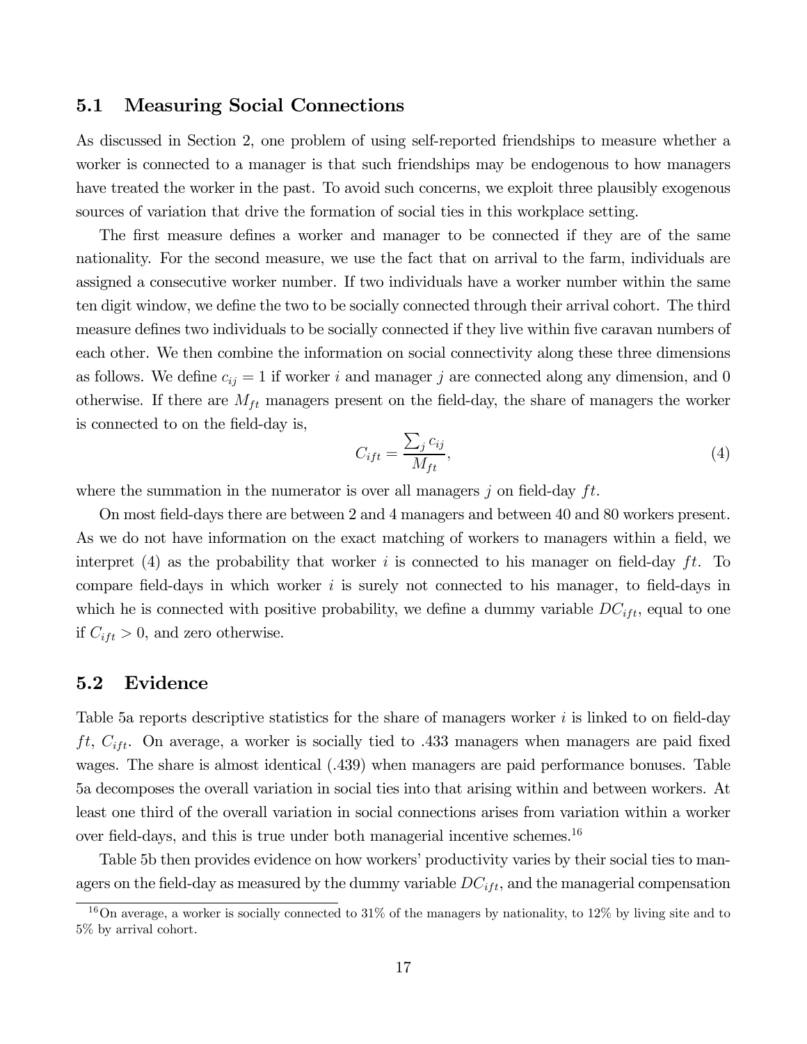## 5.1 Measuring Social Connections

As discussed in Section 2, one problem of using self-reported friendships to measure whether a worker is connected to a manager is that such friendships may be endogenous to how managers have treated the worker in the past. To avoid such concerns, we exploit three plausibly exogenous sources of variation that drive the formation of social ties in this workplace setting.

The first measure defines a worker and manager to be connected if they are of the same nationality. For the second measure, we use the fact that on arrival to the farm, individuals are assigned a consecutive worker number. If two individuals have a worker number within the same ten digit window, we define the two to be socially connected through their arrival cohort. The third measure defines two individuals to be socially connected if they live within five caravan numbers of each other. We then combine the information on social connectivity along these three dimensions as follows. We define $c_{ij} = 1$ if worker $i$ and manager $j$ are connected along any dimension, and 0 otherwise. If there are $M_{ft}$ managers present on the field-day, the share of managers the worker is connected to on the field-day is,

$$C_{ift} = \frac{\sum_j c_{ij}}{M_{ft}}, \tag{4}$$

where the summation in the numerator is over all managers $j$ on field-day $ft$.

On most field-days there are between 2 and 4 managers and between 40 and 80 workers present. As we do not have information on the exact matching of workers to managers within a field, we interpret (4) as the probability that worker $i$ is connected to his manager on field-day $ft$. To compare field-days in which worker $i$ is surely not connected to his manager, to field-days in which he is connected with positive probability, we define a dummy variable $DC_{ift}$, equal to one if $C_{ift} > 0$, and zero otherwise.

## 5.2 Evidence

Table 5a reports descriptive statistics for the share of managers worker $i$ is linked to on field-day $ft$, $C_{ift}$. On average, a worker is socially tied to .433 managers when managers are paid fixed wages. The share is almost identical (.439) when managers are paid performance bonuses. Table 5a decomposes the overall variation in social ties into that arising within and between workers. At least one third of the overall variation in social connections arises from variation within a worker over field-days, and this is true under both managerial incentive schemes.[16]

Table 5b then provides evidence on how workers' productivity varies by their social ties to managers on the field-day as measured by the dummy variable $DC_{ift}$, and the managerial compensation

[16] On average, a worker is socially connected to 31% of the managers by nationality, to 12% by living site and to 5% by arrival cohort.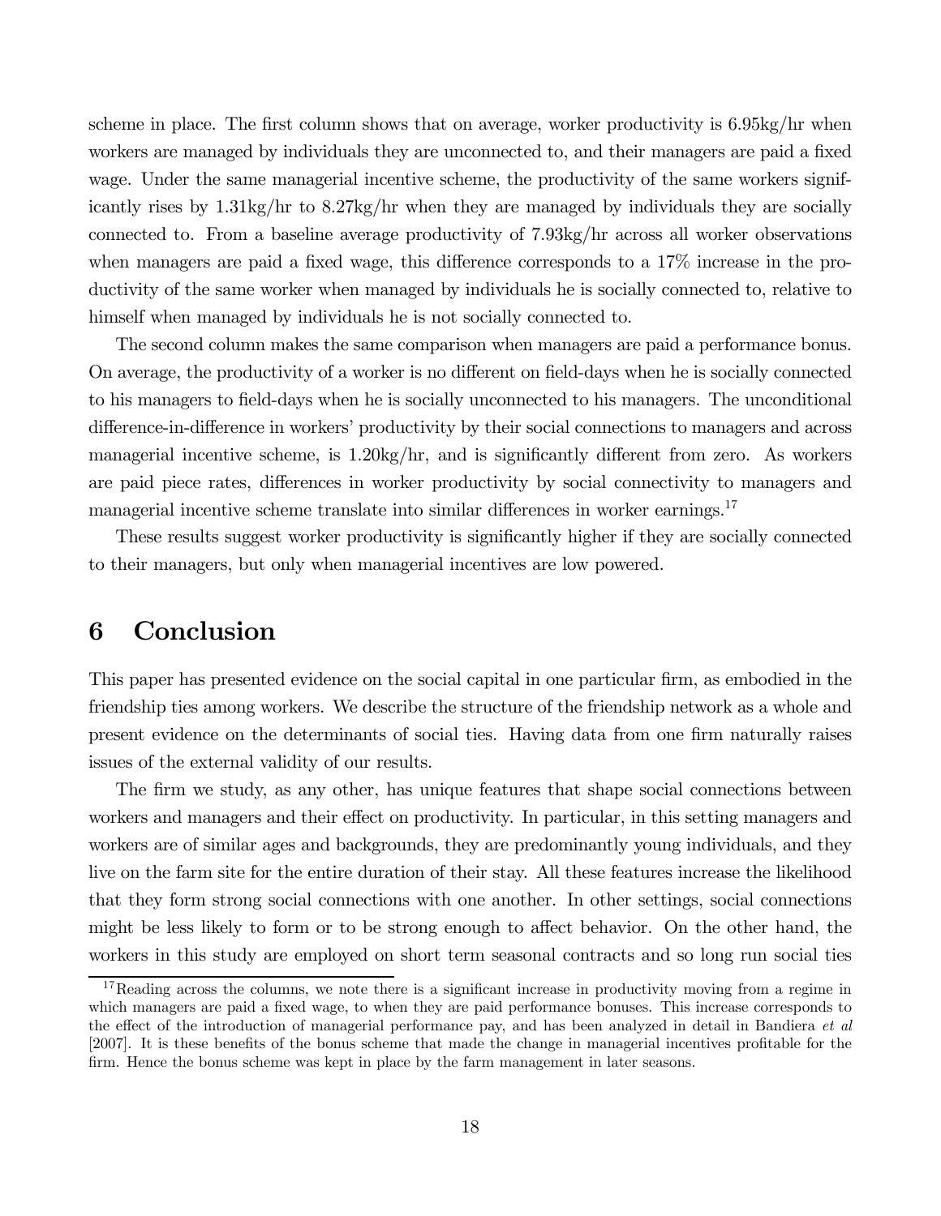scheme in place. The first column shows that on average, worker productivity is 6.95kg/hr when workers are managed by individuals they are unconnected to, and their managers are paid a fixed wage. Under the same managerial incentive scheme, the productivity of the same workers significantly rises by 1.31kg/hr to 8.27kg/hr when they are managed by individuals they are socially connected to. From a baseline average productivity of 7.93kg/hr across all worker observations when managers are paid a fixed wage, this difference corresponds to a 17% increase in the productivity of the same worker when managed by individuals he is socially connected to, relative to himself when managed by individuals he is not socially connected to.

The second column makes the same comparison when managers are paid a performance bonus. On average, the productivity of a worker is no different on field-days when he is socially connected to his managers to field-days when he is socially unconnected to his managers. The unconditional difference-in-difference in workers' productivity by their social connections to managers and across managerial incentive scheme, is 1.20kg/hr, and is significantly different from zero. As workers are paid piece rates, differences in worker productivity by social connectivity to managers and managerial incentive scheme translate into similar differences in worker earnings.[17]

These results suggest worker productivity is significantly higher if they are socially connected to their managers, but only when managerial incentives are low powered.

# 6 Conclusion

This paper has presented evidence on the social capital in one particular firm, as embodied in the friendship ties among workers. We describe the structure of the friendship network as a whole and present evidence on the determinants of social ties. Having data from one firm naturally raises issues of the external validity of our results.

The firm we study, as any other, has unique features that shape social connections between workers and managers and their effect on productivity. In particular, in this setting managers and workers are of similar ages and backgrounds, they are predominantly young individuals, and they live on the farm site for the entire duration of their stay. All these features increase the likelihood that they form strong social connections with one another. In other settings, social connections might be less likely to form or to be strong enough to affect behavior. On the other hand, the workers in this study are employed on short term seasonal contracts and so long run social ties

[17] Reading across the columns, we note there is a significant increase in productivity moving from a regime in which managers are paid a fixed wage, to when they are paid performance bonuses. This increase corresponds to the effect of the introduction of managerial performance pay, and has been analyzed in detail in Bandiera *et al* [2007]. It is these benefits of the bonus scheme that made the change in managerial incentives profitable for the firm. Hence the bonus scheme was kept in place by the farm management in later seasons.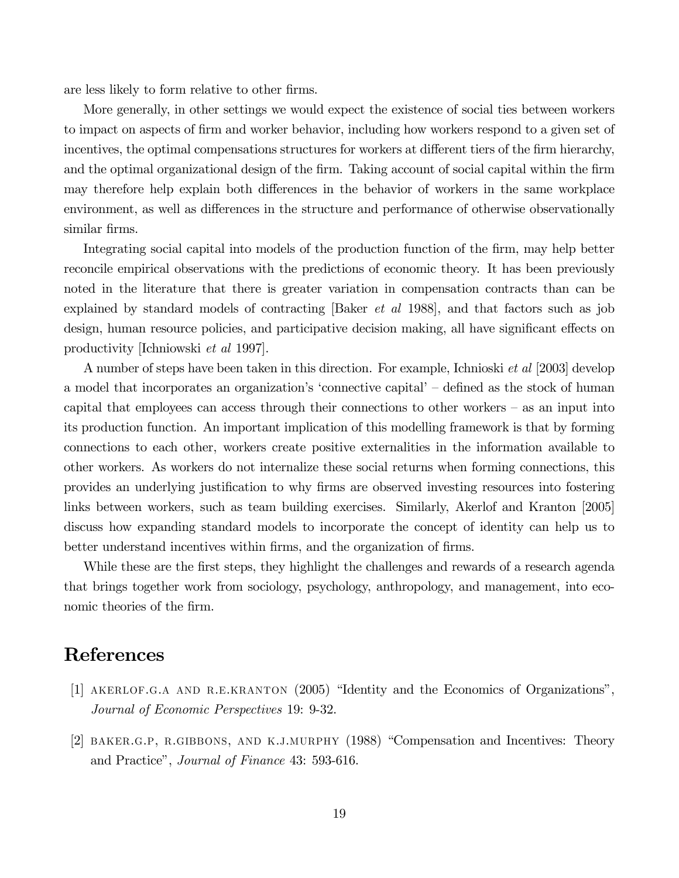are less likely to form relative to other firms.

More generally, in other settings we would expect the existence of social ties between workers to impact on aspects of firm and worker behavior, including how workers respond to a given set of incentives, the optimal compensations structures for workers at different tiers of the firm hierarchy, and the optimal organizational design of the firm. Taking account of social capital within the firm may therefore help explain both differences in the behavior of workers in the same workplace environment, as well as differences in the structure and performance of otherwise observationally similar firms.

Integrating social capital into models of the production function of the firm, may help better reconcile empirical observations with the predictions of economic theory. It has been previously noted in the literature that there is greater variation in compensation contracts than can be explained by standard models of contracting [Baker *et al* 1988], and that factors such as job design, human resource policies, and participative decision making, all have significant effects on productivity [Ichniowski *et al* 1997].

A number of steps have been taken in this direction. For example, Ichnioski *et al* [2003] develop a model that incorporates an organization's 'connective capital' – defined as the stock of human capital that employees can access through their connections to other workers – as an input into its production function. An important implication of this modelling framework is that by forming connections to each other, workers create positive externalities in the information available to other workers. As workers do not internalize these social returns when forming connections, this provides an underlying justification to why firms are observed investing resources into fostering links between workers, such as team building exercises. Similarly, Akerlof and Kranton [2005] discuss how expanding standard models to incorporate the concept of identity can help us to better understand incentives within firms, and the organization of firms.

While these are the first steps, they highlight the challenges and rewards of a research agenda that brings together work from sociology, psychology, anthropology, and management, into economic theories of the firm.

# References

[1] AKERLOF.G.A AND R.E.KRANTON (2005) "Identity and the Economics of Organizations", *Journal of Economic Perspectives* 19: 9-32.

[2] BAKER.G.P, R.GIBBONS, AND K.J.MURPHY (1988) "Compensation and Incentives: Theory and Practice", *Journal of Finance* 43: 593-616.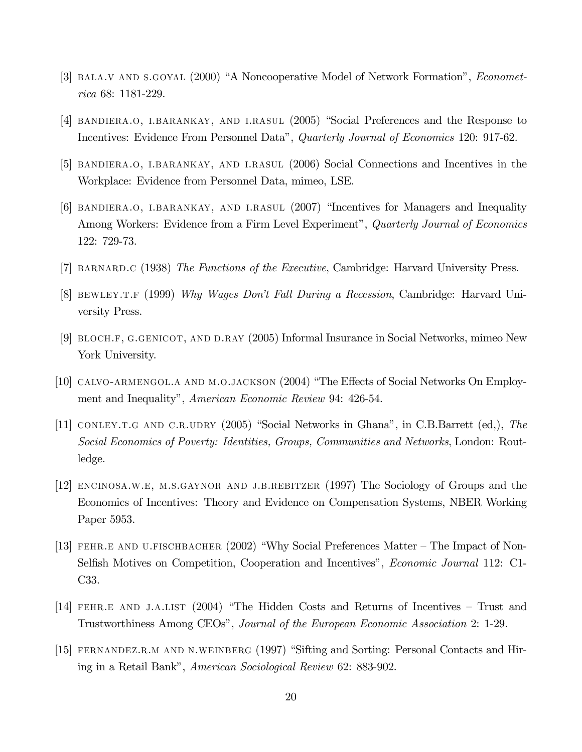[3] BALA.V AND S.GOYAL (2000) "A Noncooperative Model of Network Formation", *Econometrica* 68: 1181-229.

[4] BANDIERA.O, I.BARANKAY, AND I.RASUL (2005) "Social Preferences and the Response to Incentives: Evidence From Personnel Data", *Quarterly Journal of Economics* 120: 917-62.

[5] BANDIERA.O, I.BARANKAY, AND I.RASUL (2006) Social Connections and Incentives in the Workplace: Evidence from Personnel Data, mimeo, LSE.

[6] BANDIERA.O, I.BARANKAY, AND I.RASUL (2007) "Incentives for Managers and Inequality Among Workers: Evidence from a Firm Level Experiment", *Quarterly Journal of Economics* 122: 729-73.

[7] BARNARD.C (1938) *The Functions of the Executive*, Cambridge: Harvard University Press.

[8] BEWLEY.T.F (1999) *Why Wages Don't Fall During a Recession*, Cambridge: Harvard University Press.

[9] BLOCH.F, G.GENICOT, AND D.RAY (2005) Informal Insurance in Social Networks, mimeo New York University.

[10] CALVO-ARMENGOL.A AND M.O.JACKSON (2004) "The Effects of Social Networks On Employment and Inequality", *American Economic Review* 94: 426-54.

[11] CONLEY.T.G AND C.R.UDRY (2005) "Social Networks in Ghana", in C.B.Barrett (ed,), *The Social Economics of Poverty: Identities, Groups, Communities and Networks*, London: Routledge.

[12] ENCINOSA.W.E, M.S.GAYNOR AND J.B.REBITZER (1997) The Sociology of Groups and the Economics of Incentives: Theory and Evidence on Compensation Systems, NBER Working Paper 5953.

[13] FEHR.E AND U.FISCHBACHER (2002) "Why Social Preferences Matter – The Impact of Non-Selfish Motives on Competition, Cooperation and Incentives", *Economic Journal* 112: C1-C33.

[14] FEHR.E AND J.A.LIST (2004) "The Hidden Costs and Returns of Incentives – Trust and Trustworthiness Among CEOs", *Journal of the European Economic Association* 2: 1-29.

[15] FERNANDEZ.R.M AND N.WEINBERG (1997) "Sifting and Sorting: Personal Contacts and Hiring in a Retail Bank", *American Sociological Review* 62: 883-902.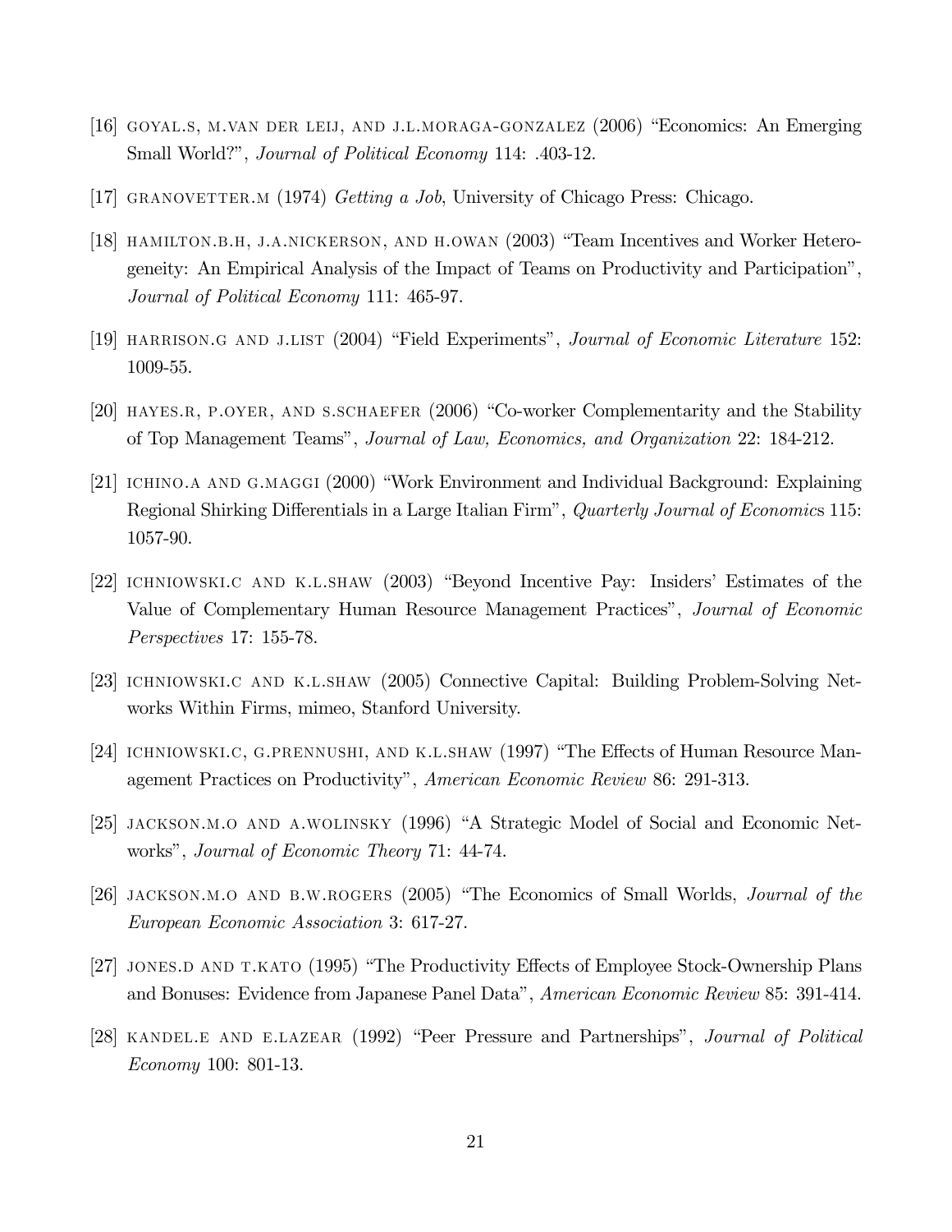[16] GOYAL.S, M.VAN DER LEIJ, AND J.L.MORAGA-GONZALEZ (2006) "Economics: An Emerging Small World?", *Journal of Political Economy* 114: .403-12.

[17] GRANOVETTER.M (1974) *Getting a Job*, University of Chicago Press: Chicago.

[18] HAMILTON.B.H, J.A.NICKERSON, AND H.OWAN (2003) "Team Incentives and Worker Heterogeneity: An Empirical Analysis of the Impact of Teams on Productivity and Participation", *Journal of Political Economy* 111: 465-97.

[19] HARRISON.G AND J.LIST (2004) "Field Experiments", *Journal of Economic Literature* 152: 1009-55.

[20] HAYES.R, P.OYER, AND S.SCHAEFER (2006) "Co-worker Complementarity and the Stability of Top Management Teams", *Journal of Law, Economics, and Organization* 22: 184-212.

[21] ICHINO.A AND G.MAGGI (2000) "Work Environment and Individual Background: Explaining Regional Shirking Differentials in a Large Italian Firm", *Quarterly Journal of Economics* 115: 1057-90.

[22] ICHNIOWSKI.C AND K.L.SHAW (2003) "Beyond Incentive Pay: Insiders' Estimates of the Value of Complementary Human Resource Management Practices", *Journal of Economic Perspectives* 17: 155-78.

[23] ICHNIOWSKI.C AND K.L.SHAW (2005) Connective Capital: Building Problem-Solving Networks Within Firms, mimeo, Stanford University.

[24] ICHNIOWSKI.C, G.PRENNUSHI, AND K.L.SHAW (1997) "The Effects of Human Resource Management Practices on Productivity", *American Economic Review* 86: 291-313.

[25] JACKSON.M.O AND A.WOLINSKY (1996) "A Strategic Model of Social and Economic Networks", *Journal of Economic Theory* 71: 44-74.

[26] JACKSON.M.O AND B.W.ROGERS (2005) "The Economics of Small Worlds, *Journal of the European Economic Association* 3: 617-27.

[27] JONES.D AND T.KATO (1995) "The Productivity Effects of Employee Stock-Ownership Plans and Bonuses: Evidence from Japanese Panel Data", *American Economic Review* 85: 391-414.

[28] KANDEL.E AND E.LAZEAR (1992) "Peer Pressure and Partnerships", *Journal of Political Economy* 100: 801-13.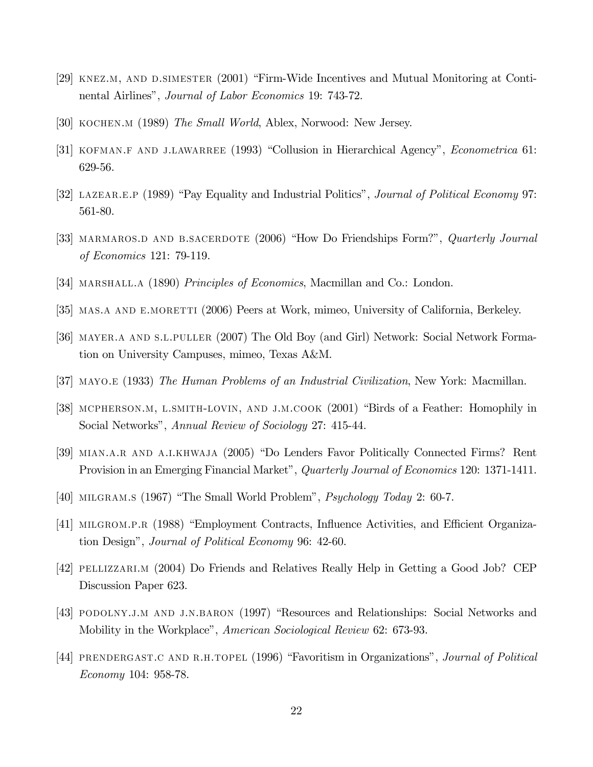[29] KNEZ.M, AND D.SIMESTER (2001) "Firm-Wide Incentives and Mutual Monitoring at Continental Airlines", *Journal of Labor Economics* 19: 743-72.

[30] KOCHEN.M (1989) *The Small World*, Ablex, Norwood: New Jersey.

[31] KOFMAN.F AND J.LAWARREE (1993) "Collusion in Hierarchical Agency", *Econometrica* 61: 629-56.

[32] LAZEAR.E.P (1989) "Pay Equality and Industrial Politics", *Journal of Political Economy* 97: 561-80.

[33] MARMAROS.D AND B.SACERDOTE (2006) "How Do Friendships Form?", *Quarterly Journal of Economics* 121: 79-119.

[34] MARSHALL.A (1890) *Principles of Economics*, Macmillan and Co.: London.

[35] MAS.A AND E.MORETTI (2006) Peers at Work, mimeo, University of California, Berkeley.

[36] MAYER.A AND S.L.PULLER (2007) The Old Boy (and Girl) Network: Social Network Formation on University Campuses, mimeo, Texas A&M.

[37] MAYO.E (1933) *The Human Problems of an Industrial Civilization*, New York: Macmillan.

[38] MCPHERSON.M, L.SMITH-LOVIN, AND J.M.COOK (2001) "Birds of a Feather: Homophily in Social Networks", *Annual Review of Sociology* 27: 415-44.

[39] MIAN.A.R AND A.I.KHWAJA (2005) "Do Lenders Favor Politically Connected Firms? Rent Provision in an Emerging Financial Market", *Quarterly Journal of Economics* 120: 1371-1411.

[40] MILGRAM.S (1967) "The Small World Problem", *Psychology Today* 2: 60-7.

[41] MILGROM.P.R (1988) "Employment Contracts, Influence Activities, and Efficient Organization Design", *Journal of Political Economy* 96: 42-60.

[42] PELLIZZARI.M (2004) Do Friends and Relatives Really Help in Getting a Good Job? CEP Discussion Paper 623.

[43] PODOLNY.J.M AND J.N.BARON (1997) "Resources and Relationships: Social Networks and Mobility in the Workplace", *American Sociological Review* 62: 673-93.

[44] PRENDERGAST.C AND R.H.TOPEL (1996) "Favoritism in Organizations", *Journal of Political Economy* 104: 958-78.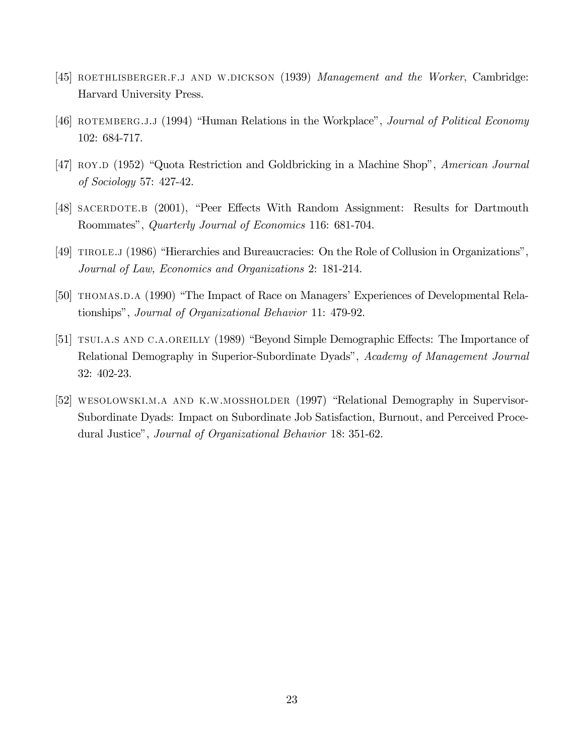[45] ROETHLISBERGER.F.J AND W.DICKSON (1939) *Management and the Worker*, Cambridge: Harvard University Press.

[46] ROTEMBERG.J.J (1994) "Human Relations in the Workplace", *Journal of Political Economy* 102: 684-717.

[47] ROY.D (1952) "Quota Restriction and Goldbricking in a Machine Shop", *American Journal of Sociology* 57: 427-42.

[48] SACERDOTE.B (2001), "Peer Effects With Random Assignment: Results for Dartmouth Roommates", *Quarterly Journal of Economics* 116: 681-704.

[49] TIROLE.J (1986) "Hierarchies and Bureaucracies: On the Role of Collusion in Organizations", *Journal of Law, Economics and Organizations* 2: 181-214.

[50] THOMAS.D.A (1990) "The Impact of Race on Managers' Experiences of Developmental Relationships", *Journal of Organizational Behavior* 11: 479-92.

[51] TSUI.A.S AND C.A.OREILLY (1989) "Beyond Simple Demographic Effects: The Importance of Relational Demography in Superior-Subordinate Dyads", *Academy of Management Journal* 32: 402-23.

[52] WESOLOWSKI.M.A AND K.W.MOSSHOLDER (1997) "Relational Demography in Supervisor-Subordinate Dyads: Impact on Subordinate Job Satisfaction, Burnout, and Perceived Procedural Justice", *Journal of Organizational Behavior* 18: 351-62.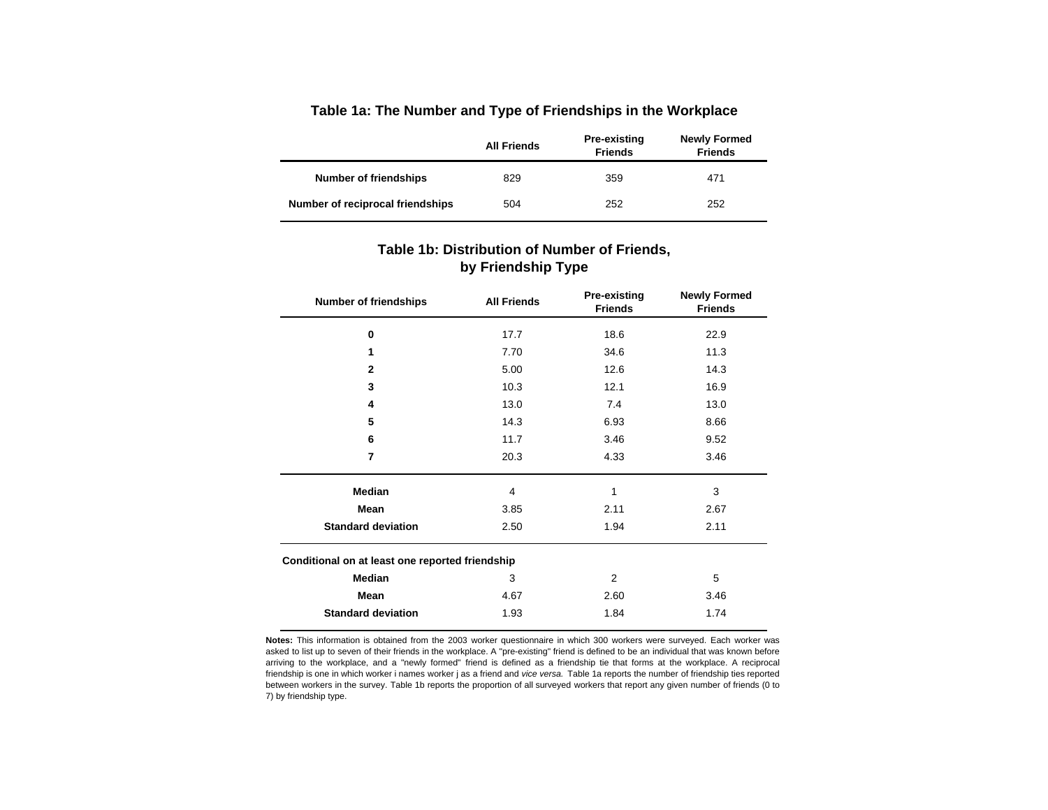## Table 1a: The Number and Type of Friendships in the Workplace

| | All Friends | Pre-existing Friends | Newly Formed Friends |
|---|---|---|---|
| **Number of friendships** | 829 | 359 | 471 |
| **Number of reciprocal friendships** | 504 | 252 | 252 |

## Table 1b: Distribution of Number of Friends, by Friendship Type

| Number of friendships | All Friends | Pre-existing Friends | Newly Formed Friends |
|---|---|---|---|
| **0** | 17.7 | 18.6 | 22.9 |
| **1** | 7.70 | 34.6 | 11.3 |
| **2** | 5.00 | 12.6 | 14.3 |
| **3** | 10.3 | 12.1 | 16.9 |
| **4** | 13.0 | 7.4 | 13.0 |
| **5** | 14.3 | 6.93 | 8.66 |
| **6** | 11.7 | 3.46 | 9.52 |
| **7** | 20.3 | 4.33 | 3.46 |
| **Median** | 4 | 1 | 3 |
| **Mean** | 3.85 | 2.11 | 2.67 |
| **Standard deviation** | 2.50 | 1.94 | 2.11 |
| **Conditional on at least one reported friendship** | | | |
| **Median** | 3 | 2 | 5 |
| **Mean** | 4.67 | 2.60 | 3.46 |
| **Standard deviation** | 1.93 | 1.84 | 1.74 |

**Notes:** This information is obtained from the 2003 worker questionnaire in which 300 workers were surveyed. Each worker was asked to list up to seven of their friends in the workplace. A "pre-existing" friend is defined to be an individual that was known before arriving to the workplace, and a "newly formed" friend is defined as a friendship tie that forms at the workplace. A reciprocal friendship is one in which worker i names worker j as a friend and *vice versa.* Table 1a reports the number of friendship ties reported between workers in the survey. Table 1b reports the proportion of all surveyed workers that report any given number of friends (0 to 7) by friendship type.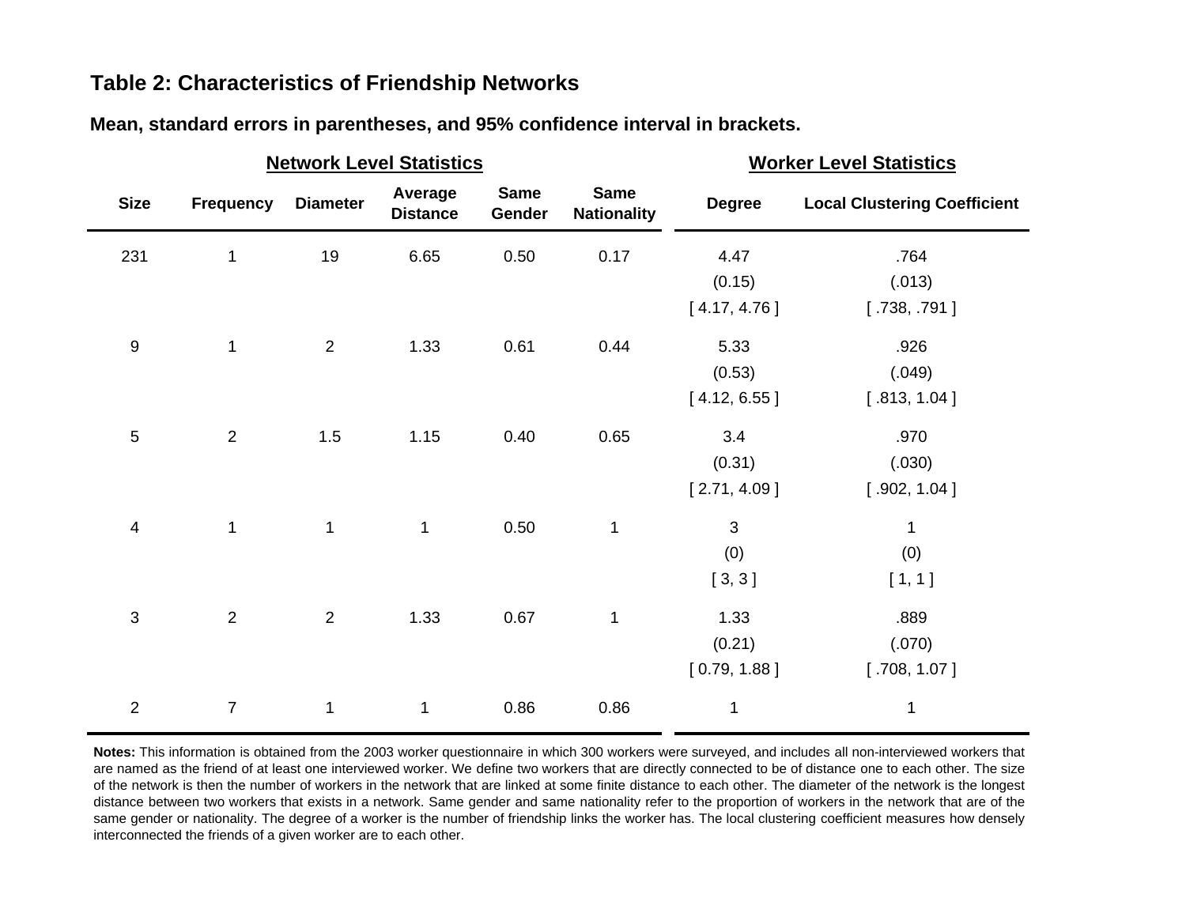## Table 2: Characteristics of Friendship Networks

**Mean, standard errors in parentheses, and 95% confidence interval in brackets.**

| Network Level Statistics | | | | | | Worker Level Statistics | |
|---|---|---|---|---|---|---|---|
| **Size** | **Frequency** | **Diameter** | **Average Distance** | **Same Gender** | **Same Nationality** | **Degree** | **Local Clustering Coefficient** |
| 231 | 1 | 19 | 6.65 | 0.50 | 0.17 | 4.47 | .764 |
| | | | | | | (0.15) | (.013) |
| | | | | | | [ 4.17, 4.76 ] | [ .738, .791 ] |
| 9 | 1 | 2 | 1.33 | 0.61 | 0.44 | 5.33 | .926 |
| | | | | | | (0.53) | (.049) |
| | | | | | | [ 4.12, 6.55 ] | [ .813, 1.04 ] |
| 5 | 2 | 1.5 | 1.15 | 0.40 | 0.65 | 3.4 | .970 |
| | | | | | | (0.31) | (.030) |
| | | | | | | [ 2.71, 4.09 ] | [ .902, 1.04 ] |
| 4 | 1 | 1 | 1 | 0.50 | 1 | 3 | 1 |
| | | | | | | (0) | (0) |
| | | | | | | [ 3, 3 ] | [ 1, 1 ] |
| 3 | 2 | 2 | 1.33 | 0.67 | 1 | 1.33 | .889 |
| | | | | | | (0.21) | (.070) |
| | | | | | | [ 0.79, 1.88 ] | [ .708, 1.07 ] |
| 2 | 7 | 1 | 1 | 0.86 | 0.86 | 1 | 1 |

**Notes:** This information is obtained from the 2003 worker questionnaire in which 300 workers were surveyed, and includes all non-interviewed workers that are named as the friend of at least one interviewed worker. We define two workers that are directly connected to be of distance one to each other. The size of the network is then the number of workers in the network that are linked at some finite distance to each other. The diameter of the network is the longest distance between two workers that exists in a network. Same gender and same nationality refer to the proportion of workers in the network that are of the same gender or nationality. The degree of a worker is the number of friendship links the worker has. The local clustering coefficient measures how densely interconnected the friends of a given worker are to each other.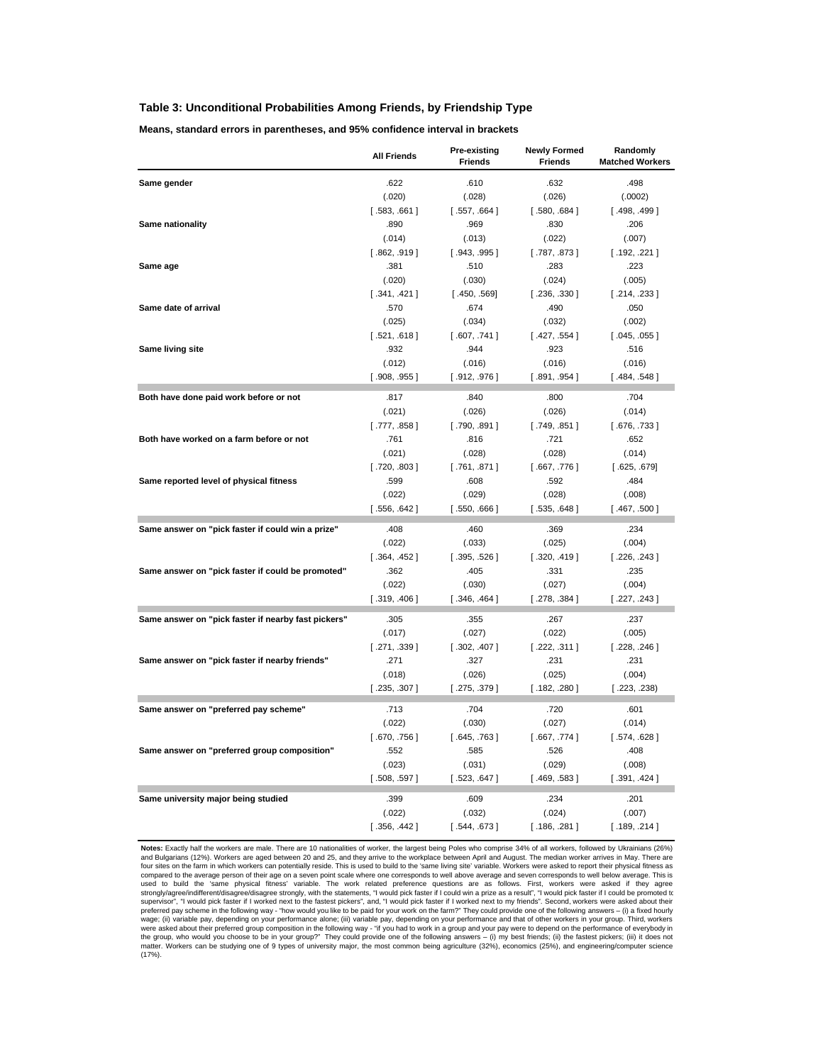**Table 3: Unconditional Probabilities Among Friends, by Friendship Type**

**Means, standard errors in parentheses, and 95% confidence interval in brackets**

| | All Friends | Pre-existing Friends | Newly Formed Friends | Randomly Matched Workers |
|---|---|---|---|---|
| **Same gender** | .622 | .610 | .632 | .498 |
| | (.020) | (.028) | (.026) | (.0002) |
| | [ .583, .661 ] | [ .557, .664 ] | [ .580, .684 ] | [ .498, .499 ] |
| **Same nationality** | .890 | .969 | .830 | .206 |
| | (.014) | (.013) | (.022) | (.007) |
| | [ .862, .919 ] | [ .943, .995 ] | [ .787, .873 ] | [ .192, .221 ] |
| **Same age** | .381 | .510 | .283 | .223 |
| | (.020) | (.030) | (.024) | (.005) |
| | [ .341, .421 ] | [ .450, .569] | [ .236, .330 ] | [ .214, .233 ] |
| **Same date of arrival** | .570 | .674 | .490 | .050 |
| | (.025) | (.034) | (.032) | (.002) |
| | [ .521, .618 ] | [ .607, .741 ] | [ .427, .554 ] | [ .045, .055 ] |
| **Same living site** | .932 | .944 | .923 | .516 |
| | (.012) | (.016) | (.016) | (.016) |
| | [ .908, .955 ] | [ .912, .976 ] | [ .891, .954 ] | [ .484, .548 ] |
| **Both have done paid work before or not** | .817 | .840 | .800 | .704 |
| | (.021) | (.026) | (.026) | (.014) |
| | [ .777, .858 ] | [ .790, .891 ] | [ .749, .851 ] | [ .676, .733 ] |
| **Both have worked on a farm before or not** | .761 | .816 | .721 | .652 |
| | (.021) | (.028) | (.028) | (.014) |
| | [ .720, .803 ] | [ .761, .871 ] | [ .667, .776 ] | [ .625, .679] |
| **Same reported level of physical fitness** | .599 | .608 | .592 | .484 |
| | (.022) | (.029) | (.028) | (.008) |
| | [ .556, .642 ] | [ .550, .666 ] | [ .535, .648 ] | [ .467, .500 ] |
| **Same answer on "pick faster if could win a prize"** | .408 | .460 | .369 | .234 |
| | (.022) | (.033) | (.025) | (.004) |
| | [ .364, .452 ] | [ .395, .526 ] | [ .320, .419 ] | [ .226, .243 ] |
| **Same answer on "pick faster if could be promoted"** | .362 | .405 | .331 | .235 |
| | (.022) | (.030) | (.027) | (.004) |
| | [ .319, .406 ] | [ .346, .464 ] | [ .278, .384 ] | [ .227, .243 ] |
| **Same answer on "pick faster if nearby fast pickers"** | .305 | .355 | .267 | .237 |
| | (.017) | (.027) | (.022) | (.005) |
| | [ .271, .339 ] | [ .302, .407 ] | [ .222, .311 ] | [ .228, .246 ] |
| **Same answer on "pick faster if nearby friends"** | .271 | .327 | .231 | .231 |
| | (.018) | (.026) | (.025) | (.004) |
| | [ .235, .307 ] | [ .275, .379 ] | [ .182, .280 ] | [ .223, .238) |
| **Same answer on "preferred pay scheme"** | .713 | .704 | .720 | .601 |
| | (.022) | (.030) | (.027) | (.014) |
| | [ .670, .756 ] | [ .645, .763 ] | [ .667, .774 ] | [ .574, .628 ] |
| **Same answer on "preferred group composition"** | .552 | .585 | .526 | .408 |
| | (.023) | (.031) | (.029) | (.008) |
| | [ .508, .597 ] | [ .523, .647 ] | [ .469, .583 ] | [ .391, .424 ] |
| **Same university major being studied** | .399 | .609 | .234 | .201 |
| | (.022) | (.032) | (.024) | (.007) |
| | [ .356, .442 ] | [ .544, .673 ] | [ .186, .281 ] | [ .189, .214 ] |

**Notes:** Exactly half the workers are male. There are 10 nationalities of worker, the largest being Poles who comprise 34% of all workers, followed by Ukrainians (26%) and Bulgarians (12%). Workers are aged between 20 and 25, and they arrive to the workplace between April and August. The median worker arrives in May. There are four sites on the farm in which workers can potentially reside. This is used to build to the 'same living site' variable. Workers were asked to report their physical fitness as compared to the average person of their age on a seven point scale where one corresponds to well above average and seven corresponds to well below average. This is used to build the 'same physical fitness' variable. The work related preference questions are as follows. First, workers were asked if they agree strongly/agree/indifferent/disagree/disagree strongly, with the statements, "I would pick faster if I could win a prize as a result", "I would pick faster if I could be promoted to supervisor", "I would pick faster if I worked next to the fastest pickers", and, "I would pick faster if I worked next to my friends". Second, workers were asked about their preferred pay scheme in the following way - "how would you like to be paid for your work on the farm?" They could provide one of the following answers – (i) a fixed hourly wage; (ii) variable pay, depending on your performance alone; (iii) variable pay, depending on your performance and that of other workers in your group. Third, workers were asked about their preferred group composition in the following way - "if you had to work in a group and your pay were to depend on the performance of everybody in the group, who would you choose to be in your group?" They could provide one of the following answers – (i) my best friends; (ii) the fastest pickers; (iii) it does not matter. Workers can be studying one of 9 types of university major, the most common being agriculture (32%), economics (25%), and engineering/computer science (17%).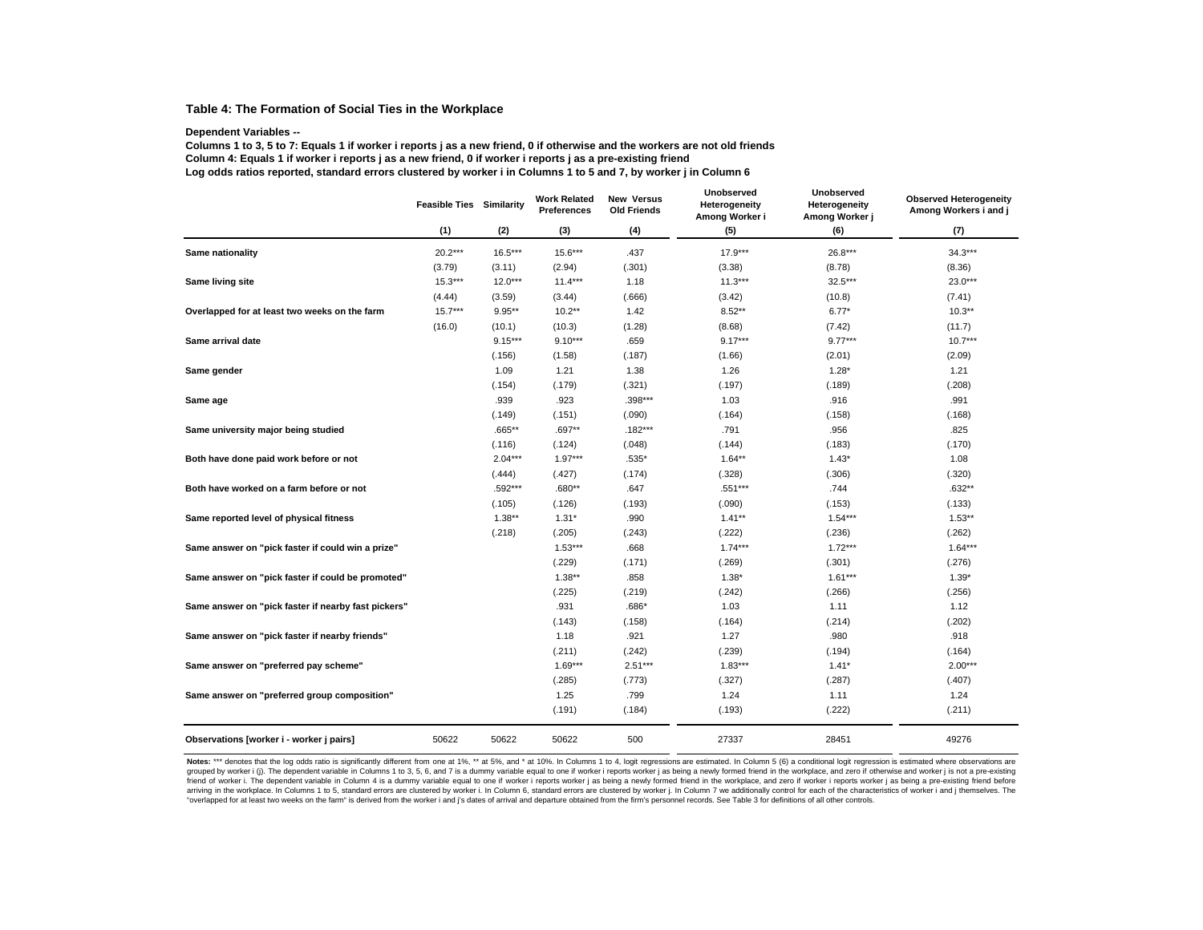### Table 4: The Formation of Social Ties in the Workplace

**Dependent Variables --**
**Columns 1 to 3, 5 to 7: Equals 1 if worker i reports j as a new friend, 0 if otherwise and the workers are not old friends**
**Column 4: Equals 1 if worker i reports j as a new friend, 0 if worker i reports j as a pre-existing friend**
**Log odds ratios reported, standard errors clustered by worker i in Columns 1 to 5 and 7, by worker j in Column 6**

| | Feasible Ties | Similarity | Work Related Preferences | New Versus Old Friends | Unobserved Heterogeneity Among Worker i | Unobserved Heterogeneity Among Worker j | Observed Heterogeneity Among Workers i and j |
|---|---|---|---|---|---|---|---|
| | (1) | (2) | (3) | (4) | (5) | (6) | (7) |
| **Same nationality** | 20.2*** | 16.5*** | 15.6*** | .437 | 17.9*** | 26.8*** | 34.3*** |
| | (3.79) | (3.11) | (2.94) | (.301) | (3.38) | (8.78) | (8.36) |
| **Same living site** | 15.3*** | 12.0*** | 11.4*** | 1.18 | 11.3*** | 32.5*** | 23.0*** |
| | (4.44) | (3.59) | (3.44) | (.666) | (3.42) | (10.8) | (7.41) |
| **Overlapped for at least two weeks on the farm** | 15.7*** | 9.95** | 10.2** | 1.42 | 8.52** | 6.77* | 10.3** |
| | (16.0) | (10.1) | (10.3) | (1.28) | (8.68) | (7.42) | (11.7) |
| **Same arrival date** | | 9.15*** | 9.10*** | .659 | 9.17*** | 9.77*** | 10.7*** |
| | | (.156) | (1.58) | (.187) | (1.66) | (2.01) | (2.09) |
| **Same gender** | | 1.09 | 1.21 | 1.38 | 1.26 | 1.28* | 1.21 |
| | | (.154) | (.179) | (.321) | (.197) | (.189) | (.208) |
| **Same age** | | .939 | .923 | .398*** | 1.03 | .916 | .991 |
| | | (.149) | (.151) | (.090) | (.164) | (.158) | (.168) |
| **Same university major being studied** | | .665** | .697** | .182*** | .791 | .956 | .825 |
| | | (.116) | (.124) | (.048) | (.144) | (.183) | (.170) |
| **Both have done paid work before or not** | | 2.04*** | 1.97*** | .535* | 1.64** | 1.43* | 1.08 |
| | | (.444) | (.427) | (.174) | (.328) | (.306) | (.320) |
| **Both have worked on a farm before or not** | | .592*** | .680** | .647 | .551*** | .744 | .632** |
| | | (.105) | (.126) | (.193) | (.090) | (.153) | (.133) |
| **Same reported level of physical fitness** | | 1.38** | 1.31* | .990 | 1.41** | 1.54*** | 1.53** |
| | | (.218) | (.205) | (.243) | (.222) | (.236) | (.262) |
| **Same answer on "pick faster if could win a prize"** | | | 1.53*** | .668 | 1.74*** | 1.72*** | 1.64*** |
| | | | (.229) | (.171) | (.269) | (.301) | (.276) |
| **Same answer on "pick faster if could be promoted"** | | | 1.38** | .858 | 1.38* | 1.61*** | 1.39* |
| | | | (.225) | (.219) | (.242) | (.266) | (.256) |
| **Same answer on "pick faster if nearby fast pickers"** | | | .931 | .686* | 1.03 | 1.11 | 1.12 |
| | | | (.143) | (.158) | (.164) | (.214) | (.202) |
| **Same answer on "pick faster if nearby friends"** | | | 1.18 | .921 | 1.27 | .980 | .918 |
| | | | (.211) | (.242) | (.239) | (.194) | (.164) |
| **Same answer on "preferred pay scheme"** | | | 1.69*** | 2.51*** | 1.83*** | 1.41* | 2.00*** |
| | | | (.285) | (.773) | (.327) | (.287) | (.407) |
| **Same answer on "preferred group composition"** | | | 1.25 | .799 | 1.24 | 1.11 | 1.24 |
| | | | (.191) | (.184) | (.193) | (.222) | (.211) |
| **Observations [worker i - worker j pairs]** | 50622 | 50622 | 50622 | 500 | 27337 | 28451 | 49276 |

**Notes:** *** denotes that the log odds ratio is significantly different from one at 1%, ** at 5%, and * at 10%. In Columns 1 to 4, logit regressions are estimated. In Column 5 (6) a conditional logit regression is estimated where observations are grouped by worker i (j). The dependent variable in Columns 1 to 3, 5, 6, and 7 is a dummy variable equal to one if worker i reports worker j as being a newly formed friend in the workplace, and zero if otherwise and worker j is not a pre-existing friend of worker i. The dependent variable in Column 4 is a dummy variable equal to one if worker i reports worker j as being a newly formed friend in the workplace, and zero if worker i reports worker j as being a pre-existing friend before arriving in the workplace. In Columns 1 to 5, standard errors are clustered by worker i. In Column 6, standard errors are clustered by worker j. In Column 7 we additionally control for each of the characteristics of worker i and j themselves. The "overlapped for at least two weeks on the farm" is derived from the worker i and j's dates of arrival and departure obtained from the firm's personnel records. See Table 3 for definitions of all other controls.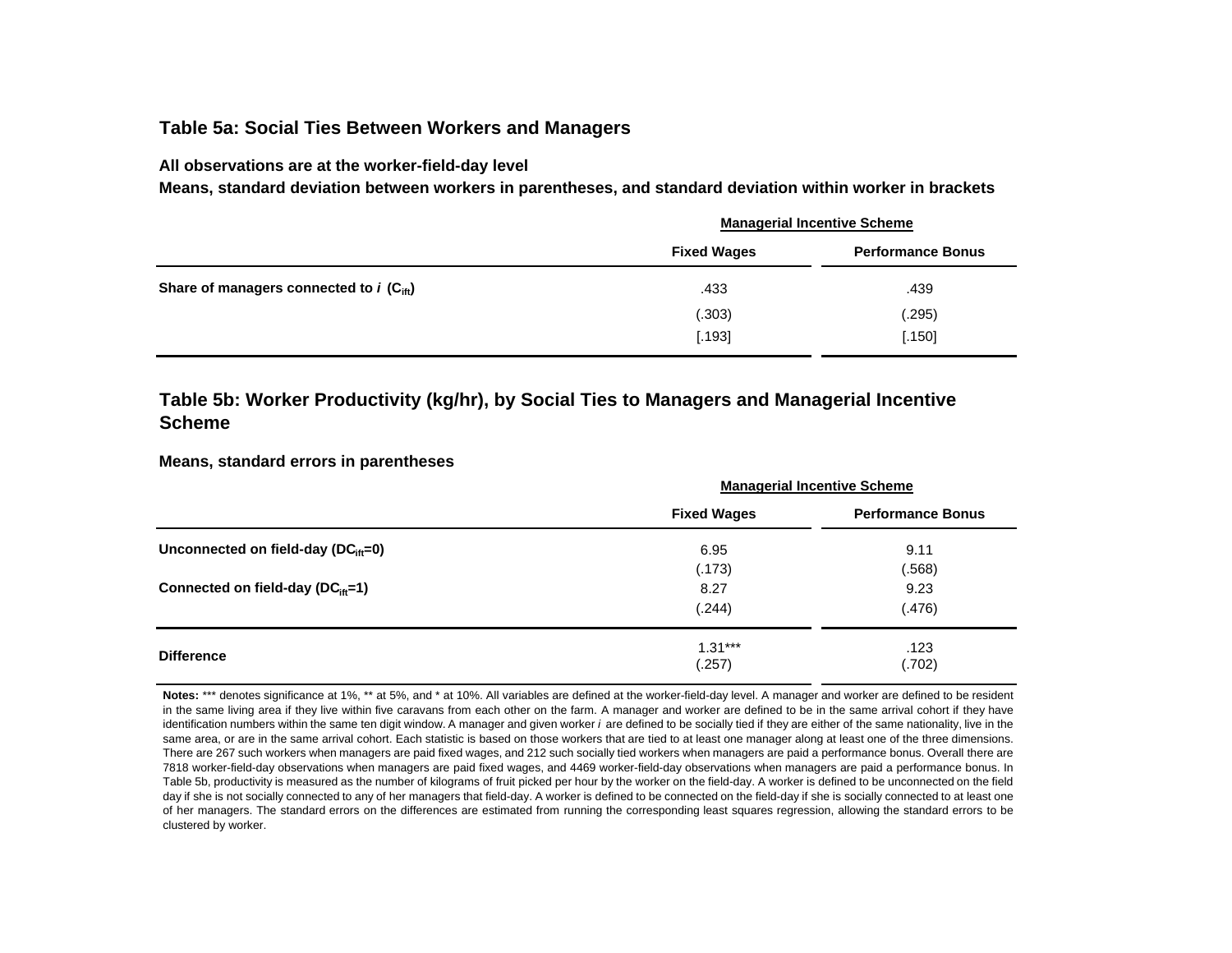### Table 5a: Social Ties Between Workers and Managers

**All observations are at the worker-field-day level**

**Means, standard deviation between workers in parentheses, and standard deviation within worker in brackets**

| | Managerial Incentive Scheme | |
|---|---|---|
| | **Fixed Wages** | **Performance Bonus** |
| **Share of managers connected to *i* ($C_{ift}$)** | .433 | .439 |
| | (.303) | (.295) |
| | [.193] | [.150] |

### Table 5b: Worker Productivity (kg/hr), by Social Ties to Managers and Managerial Incentive Scheme

**Means, standard errors in parentheses**

| | Managerial Incentive Scheme | |
|---|---|---|
| | **Fixed Wages** | **Performance Bonus** |
| **Unconnected on field-day ($DC_{ift}$=0)** | 6.95 | 9.11 |
| | (.173) | (.568) |
| **Connected on field-day ($DC_{ift}$=1)** | 8.27 | 9.23 |
| | (.244) | (.476) |
| **Difference** | 1.31*** | .123 |
| | (.257) | (.702) |

**Notes:** *** denotes significance at 1%, ** at 5%, and * at 10%. All variables are defined at the worker-field-day level. A manager and worker are defined to be resident in the same living area if they live within five caravans from each other on the farm. A manager and worker are defined to be in the same arrival cohort if they have identification numbers within the same ten digit window. A manager and given worker *i* are defined to be socially tied if they are either of the same nationality, live in the same area, or are in the same arrival cohort. Each statistic is based on those workers that are tied to at least one manager along at least one of the three dimensions. There are 267 such workers when managers are paid fixed wages, and 212 such socially tied workers when managers are paid a performance bonus. Overall there are 7818 worker-field-day observations when managers are paid fixed wages, and 4469 worker-field-day observations when managers are paid a performance bonus. In Table 5b, productivity is measured as the number of kilograms of fruit picked per hour by the worker on the field-day. A worker is defined to be unconnected on the field day if she is not socially connected to any of her managers that field-day. A worker is defined to be connected on the field-day if she is socially connected to at least one of her managers. The standard errors on the differences are estimated from running the corresponding least squares regression, allowing the standard errors to be clustered by worker.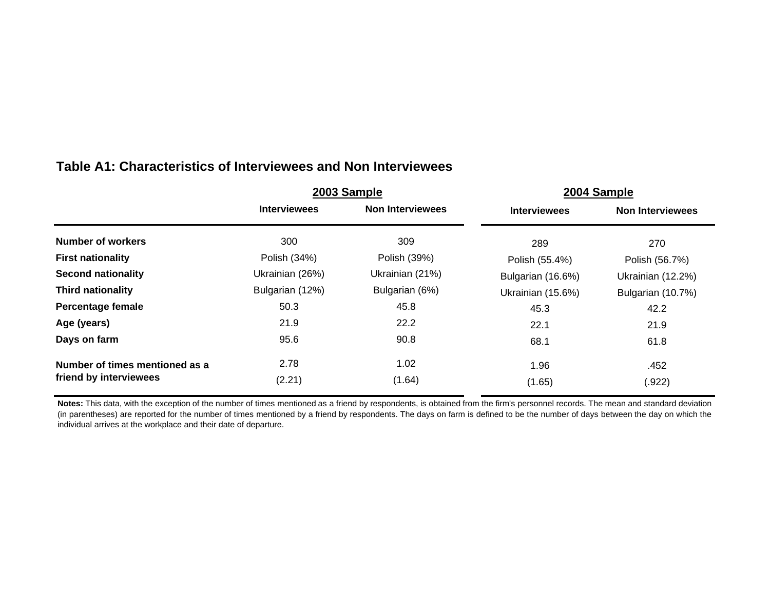### Table A1: Characteristics of Interviewees and Non Interviewees

| | 2003 Sample | | 2004 Sample | |
|---|---|---|---|---|
| | **Interviewees** | **Non Interviewees** | **Interviewees** | **Non Interviewees** |
| **Number of workers** | 300 | 309 | 289 | 270 |
| **First nationality** | Polish (34%) | Polish (39%) | Polish (55.4%) | Polish (56.7%) |
| **Second nationality** | Ukrainian (26%) | Ukrainian (21%) | Bulgarian (16.6%) | Ukrainian (12.2%) |
| **Third nationality** | Bulgarian (12%) | Bulgarian (6%) | Ukrainian (15.6%) | Bulgarian (10.7%) |
| **Percentage female** | 50.3 | 45.8 | 45.3 | 42.2 |
| **Age (years)** | 21.9 | 22.2 | 22.1 | 21.9 |
| **Days on farm** | 95.6 | 90.8 | 68.1 | 61.8 |
| **Number of times mentioned as a friend by interviewees** | 2.78 | 1.02 | 1.96 | .452 |
| | (2.21) | (1.64) | (1.65) | (.922) |

**Notes:** This data, with the exception of the number of times mentioned as a friend by respondents, is obtained from the firm's personnel records. The mean and standard deviation (in parentheses) are reported for the number of times mentioned by a friend by respondents. The days on farm is defined to be the number of days between the day on which the individual arrives at the workplace and their date of departure.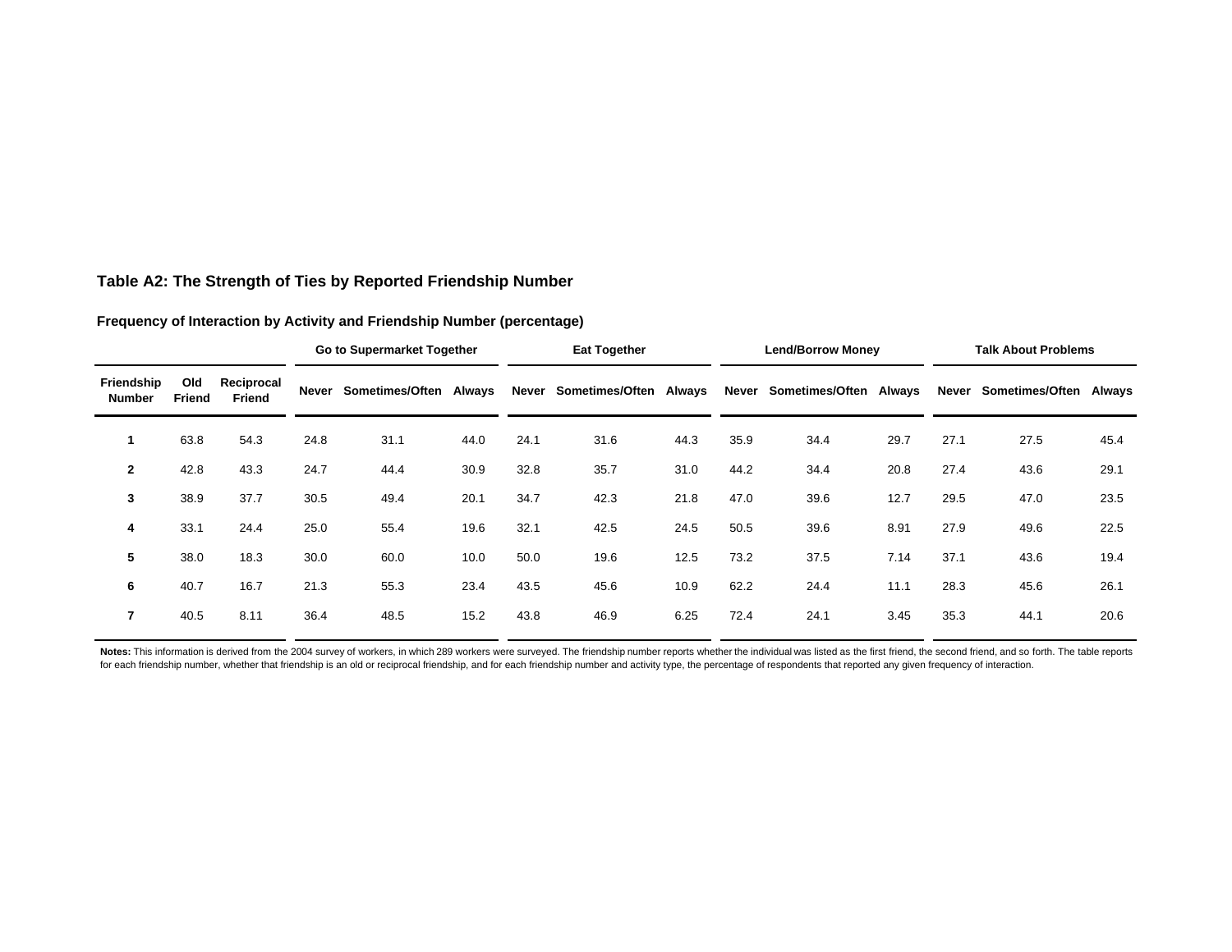## Table A2: The Strength of Ties by Reported Friendship Number

### Frequency of Interaction by Activity and Friendship Number (percentage)

| | | | Go to Supermarket Together | | | Eat Together | | | Lend/Borrow Money | | | Talk About Problems | | |
|---|---|---|---|---|---|---|---|---|---|---|---|---|---|---|
| **Friendship Number** | **Old Friend** | **Reciprocal Friend** | **Never** | **Sometimes/Often** | **Always** | **Never** | **Sometimes/Often** | **Always** | **Never** | **Sometimes/Often** | **Always** | **Never** | **Sometimes/Often** | **Always** |
| **1** | 63.8 | 54.3 | 24.8 | 31.1 | 44.0 | 24.1 | 31.6 | 44.3 | 35.9 | 34.4 | 29.7 | 27.1 | 27.5 | 45.4 |
| **2** | 42.8 | 43.3 | 24.7 | 44.4 | 30.9 | 32.8 | 35.7 | 31.0 | 44.2 | 34.4 | 20.8 | 27.4 | 43.6 | 29.1 |
| **3** | 38.9 | 37.7 | 30.5 | 49.4 | 20.1 | 34.7 | 42.3 | 21.8 | 47.0 | 39.6 | 12.7 | 29.5 | 47.0 | 23.5 |
| **4** | 33.1 | 24.4 | 25.0 | 55.4 | 19.6 | 32.1 | 42.5 | 24.5 | 50.5 | 39.6 | 8.91 | 27.9 | 49.6 | 22.5 |
| **5** | 38.0 | 18.3 | 30.0 | 60.0 | 10.0 | 50.0 | 19.6 | 12.5 | 73.2 | 37.5 | 7.14 | 37.1 | 43.6 | 19.4 |
| **6** | 40.7 | 16.7 | 21.3 | 55.3 | 23.4 | 43.5 | 45.6 | 10.9 | 62.2 | 24.4 | 11.1 | 28.3 | 45.6 | 26.1 |
| **7** | 40.5 | 8.11 | 36.4 | 48.5 | 15.2 | 43.8 | 46.9 | 6.25 | 72.4 | 24.1 | 3.45 | 35.3 | 44.1 | 20.6 |

**Notes:** This information is derived from the 2004 survey of workers, in which 289 workers were surveyed. The friendship number reports whether the individual was listed as the first friend, the second friend, and so forth. The table reports for each friendship number, whether that friendship is an old or reciprocal friendship, and for each friendship number and activity type, the percentage of respondents that reported any given frequency of interaction.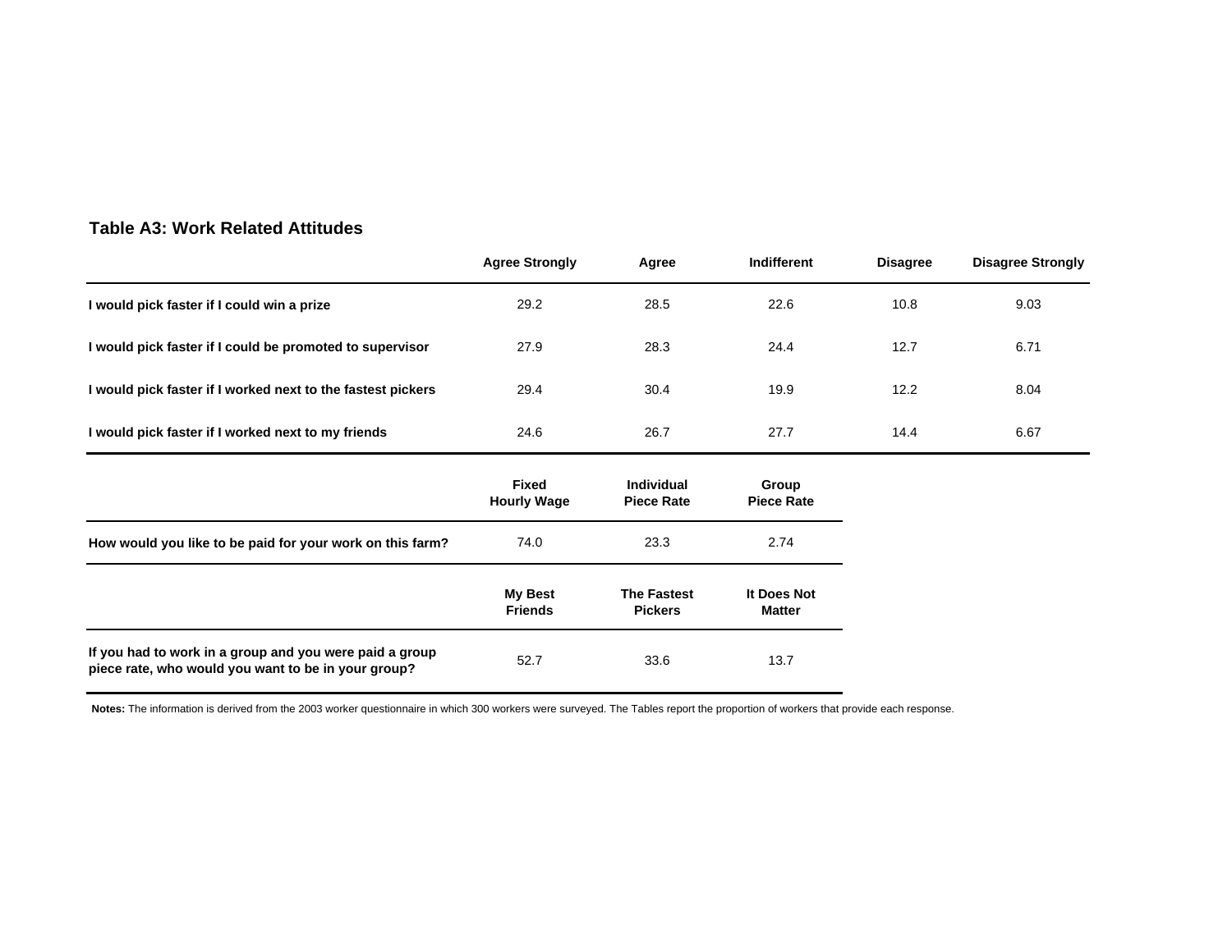### Table A3: Work Related Attitudes

| | Agree Strongly | Agree | Indifferent | Disagree | Disagree Strongly |
|---|---|---|---|---|---|
| **I would pick faster if I could win a prize** | 29.2 | 28.5 | 22.6 | 10.8 | 9.03 |
| **I would pick faster if I could be promoted to supervisor** | 27.9 | 28.3 | 24.4 | 12.7 | 6.71 |
| **I would pick faster if I worked next to the fastest pickers** | 29.4 | 30.4 | 19.9 | 12.2 | 8.04 |
| **I would pick faster if I worked next to my friends** | 24.6 | 26.7 | 27.7 | 14.4 | 6.67 |

| | Fixed Hourly Wage | Individual Piece Rate | Group Piece Rate |
|---|---|---|---|
| **How would you like to be paid for your work on this farm?** | 74.0 | 23.3 | 2.74 |

| | My Best Friends | The Fastest Pickers | It Does Not Matter |
|---|---|---|---|
| **If you had to work in a group and you were paid a group piece rate, who would you want to be in your group?** | 52.7 | 33.6 | 13.7 |

**Notes:** The information is derived from the 2003 worker questionnaire in which 300 workers were surveyed. The Tables report the proportion of workers that provide each response.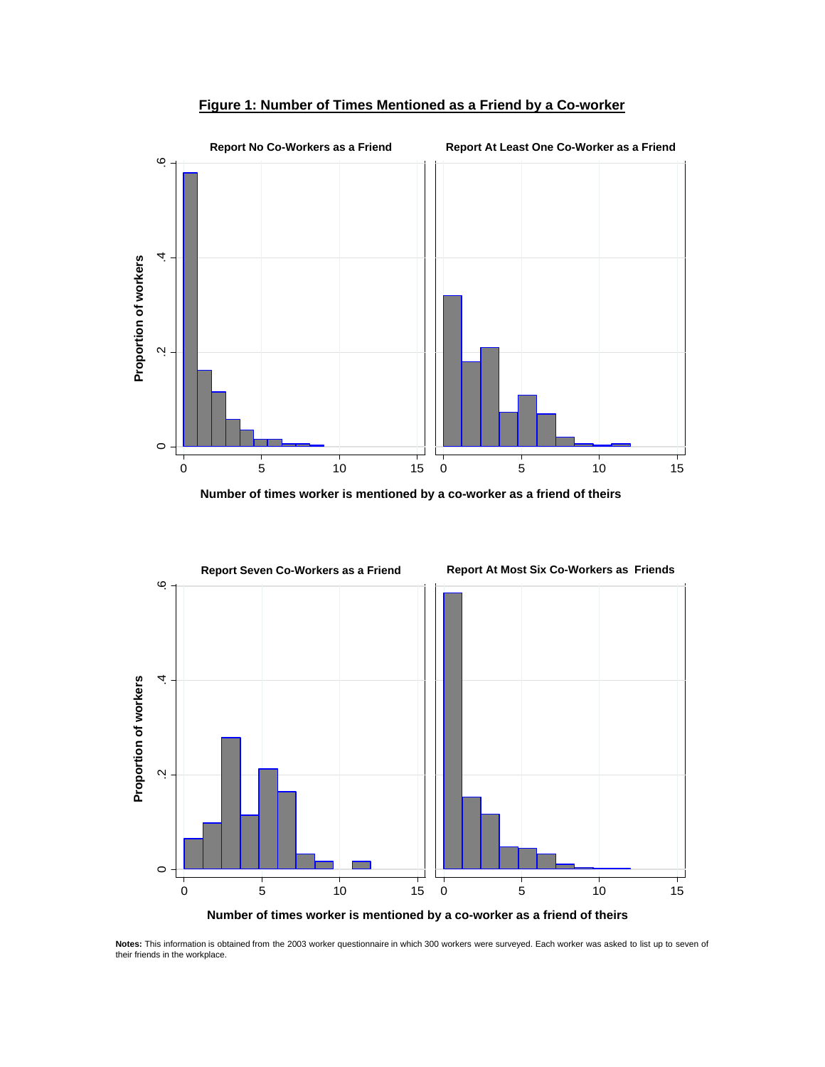**Figure 1: Number of Times Mentioned as a Friend by a Co-worker**

**Notes:** This information is obtained from the 2003 worker questionnaire in which 300 workers were surveyed. Each worker was asked to list up to seven of their friends in the workplace.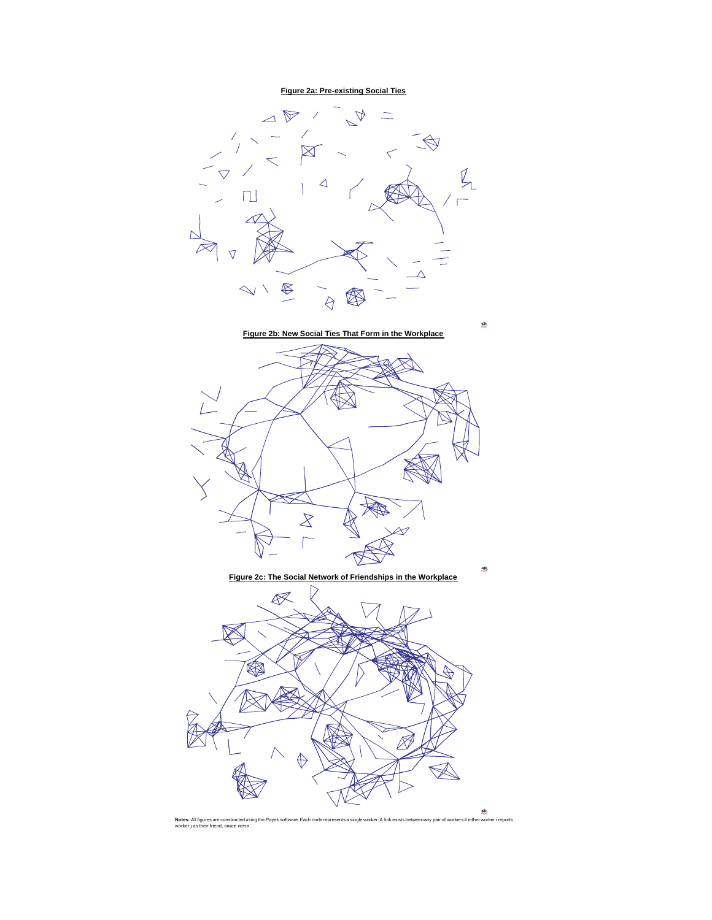**Figure 2a: Pre-existing Social Ties**

**Figure 2b: New Social Ties That Form in the Workplace**

**Figure 2c: The Social Network of Friendships in the Workplace**

**Notes:** All figures are constructed using the Payek software. Each node represents a single worker. A link exists between any pair of workers if either worker i reports worker j as their friend, or *vice versa*.